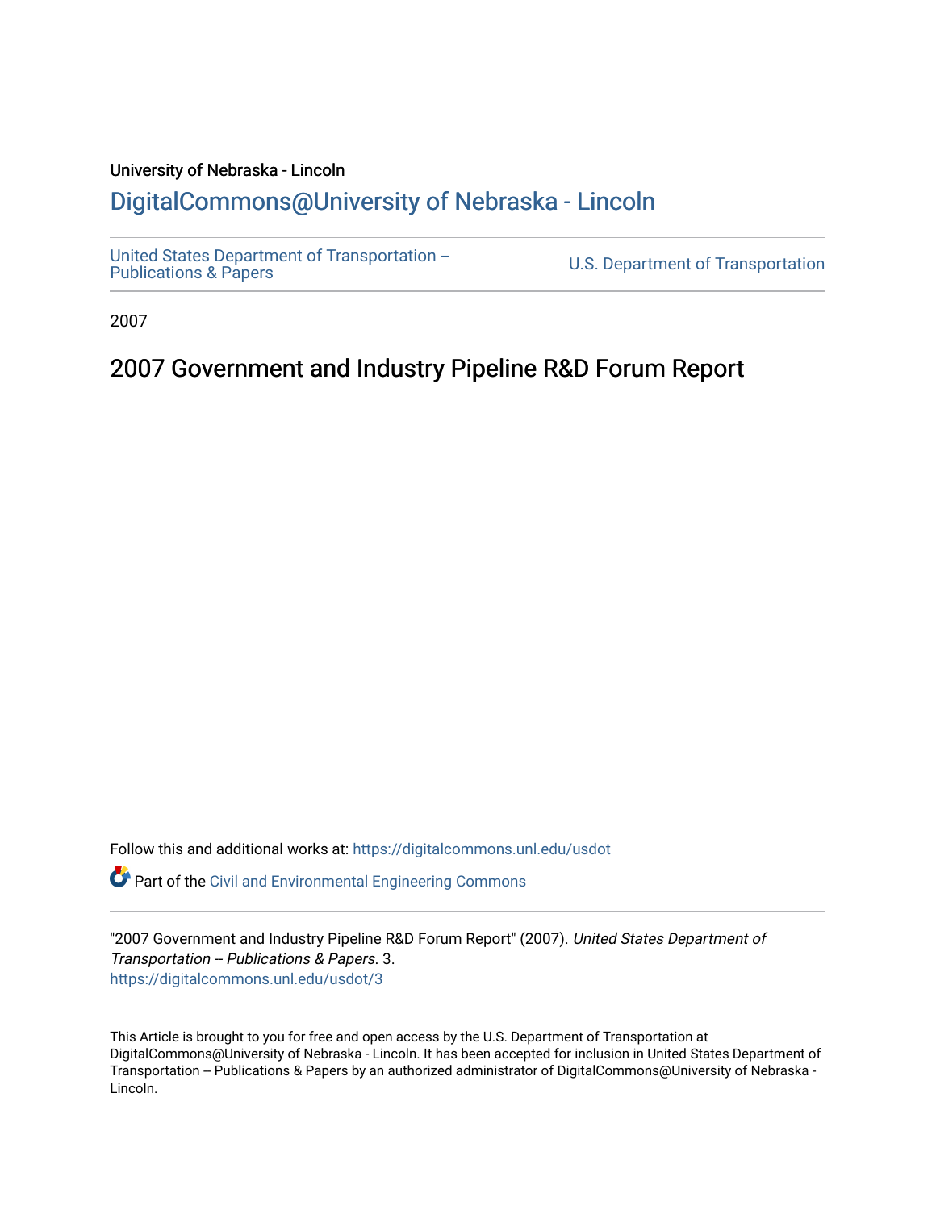University of Nebraska - Lincoln

## DigitalCommons@University of Nebraska - Lincoln

United States Department of Transportation -- Publications & Papers

U.S. Department of Transportation

2007

# 2007 Government and Industry Pipeline R&D Forum Report

Follow this and additional works at: https://digitalcommons.unl.edu/usdot

Part of the Civil and Environmental Engineering Commons

"2007 Government and Industry Pipeline R&D Forum Report" (2007). *United States Department of Transportation -- Publications & Papers*. 3.
https://digitalcommons.unl.edu/usdot/3

This Article is brought to you for free and open access by the U.S. Department of Transportation at DigitalCommons@University of Nebraska - Lincoln. It has been accepted for inclusion in United States Department of Transportation -- Publications & Papers by an authorized administrator of DigitalCommons@University of Nebraska - Lincoln.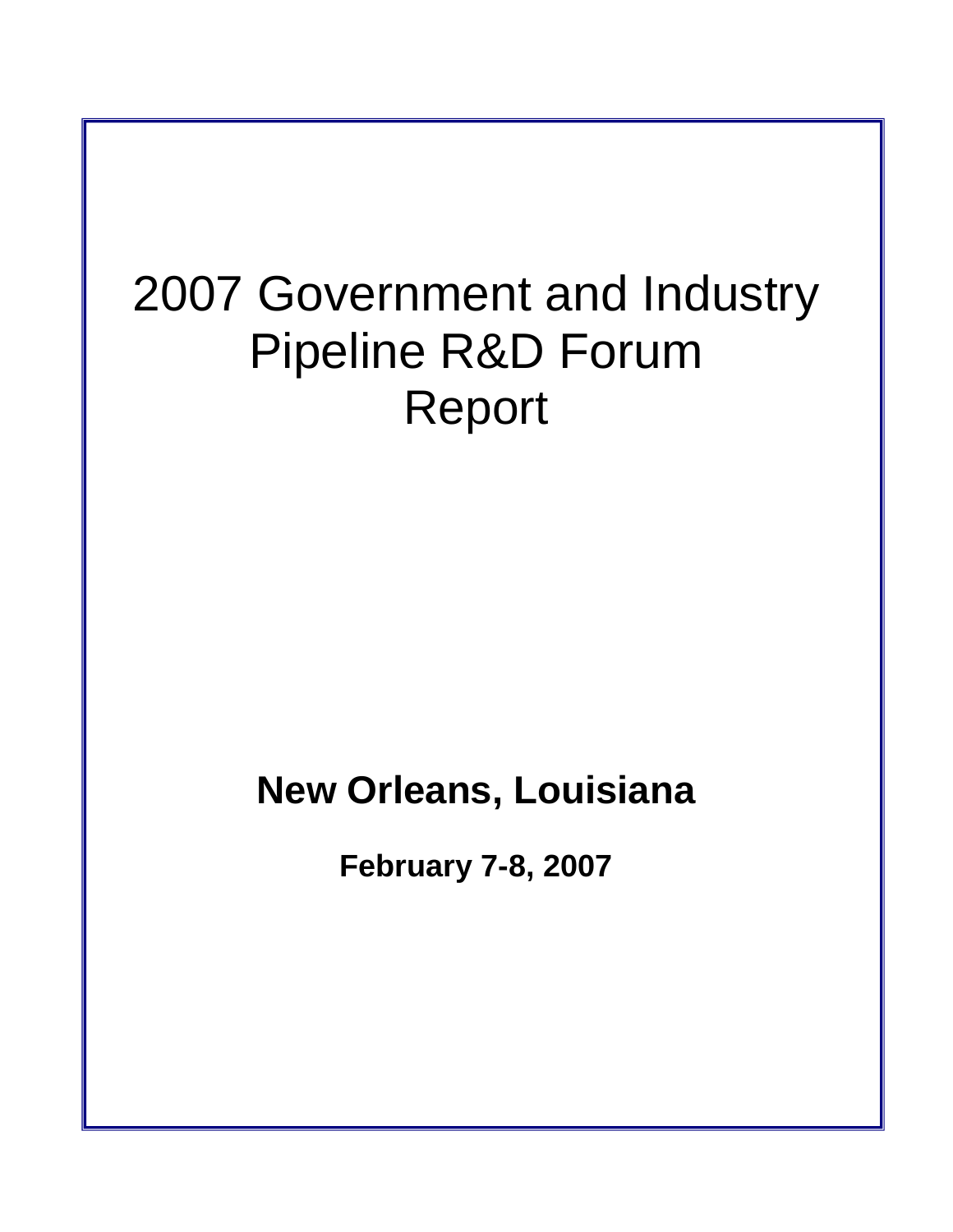# 2007 Government and Industry Pipeline R&D Forum Report

**New Orleans, Louisiana**

**February 7-8, 2007**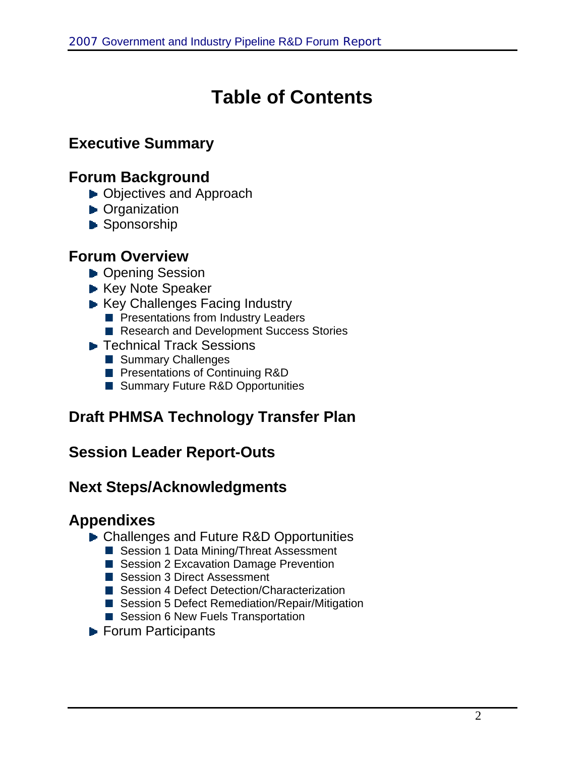# Table of Contents

## Executive Summary

## Forum Background

- Objectives and Approach
- Organization
- Sponsorship

## Forum Overview

- Opening Session
- Key Note Speaker
- Key Challenges Facing Industry
  - Presentations from Industry Leaders
  - Research and Development Success Stories
- Technical Track Sessions
  - Summary Challenges
  - Presentations of Continuing R&D
  - Summary Future R&D Opportunities

## Draft PHMSA Technology Transfer Plan

## Session Leader Report-Outs

## Next Steps/Acknowledgments

## Appendixes

- Challenges and Future R&D Opportunities
  - Session 1 Data Mining/Threat Assessment
  - Session 2 Excavation Damage Prevention
  - Session 3 Direct Assessment
  - Session 4 Defect Detection/Characterization
  - Session 5 Defect Remediation/Repair/Mitigation
  - Session 6 New Fuels Transportation
- Forum Participants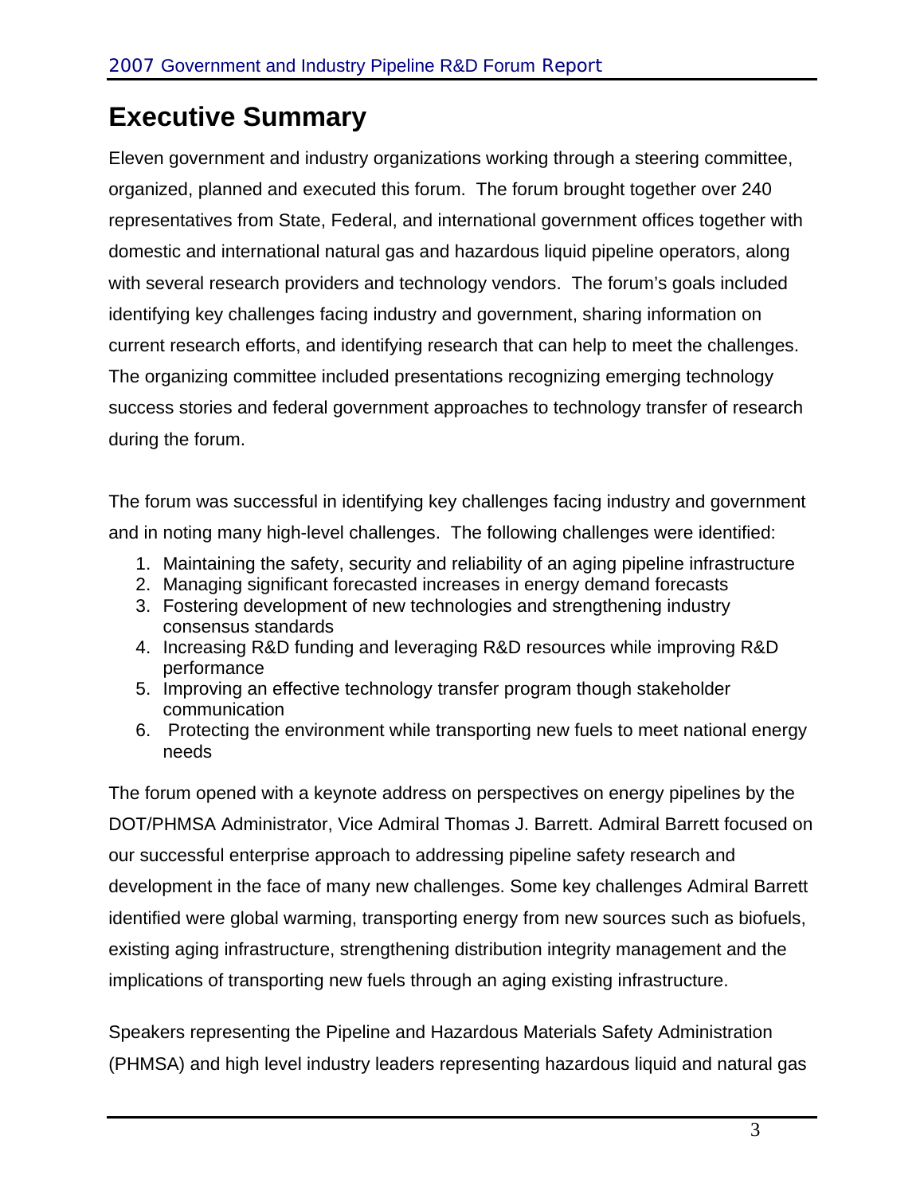# Executive Summary

Eleven government and industry organizations working through a steering committee, organized, planned and executed this forum. The forum brought together over 240 representatives from State, Federal, and international government offices together with domestic and international natural gas and hazardous liquid pipeline operators, along with several research providers and technology vendors. The forum's goals included identifying key challenges facing industry and government, sharing information on current research efforts, and identifying research that can help to meet the challenges. The organizing committee included presentations recognizing emerging technology success stories and federal government approaches to technology transfer of research during the forum.

The forum was successful in identifying key challenges facing industry and government and in noting many high-level challenges. The following challenges were identified:

1. Maintaining the safety, security and reliability of an aging pipeline infrastructure
2. Managing significant forecasted increases in energy demand forecasts
3. Fostering development of new technologies and strengthening industry consensus standards
4. Increasing R&D funding and leveraging R&D resources while improving R&D performance
5. Improving an effective technology transfer program though stakeholder communication
6. Protecting the environment while transporting new fuels to meet national energy needs

The forum opened with a keynote address on perspectives on energy pipelines by the DOT/PHMSA Administrator, Vice Admiral Thomas J. Barrett. Admiral Barrett focused on our successful enterprise approach to addressing pipeline safety research and development in the face of many new challenges. Some key challenges Admiral Barrett identified were global warming, transporting energy from new sources such as biofuels, existing aging infrastructure, strengthening distribution integrity management and the implications of transporting new fuels through an aging existing infrastructure.

Speakers representing the Pipeline and Hazardous Materials Safety Administration (PHMSA) and high level industry leaders representing hazardous liquid and natural gas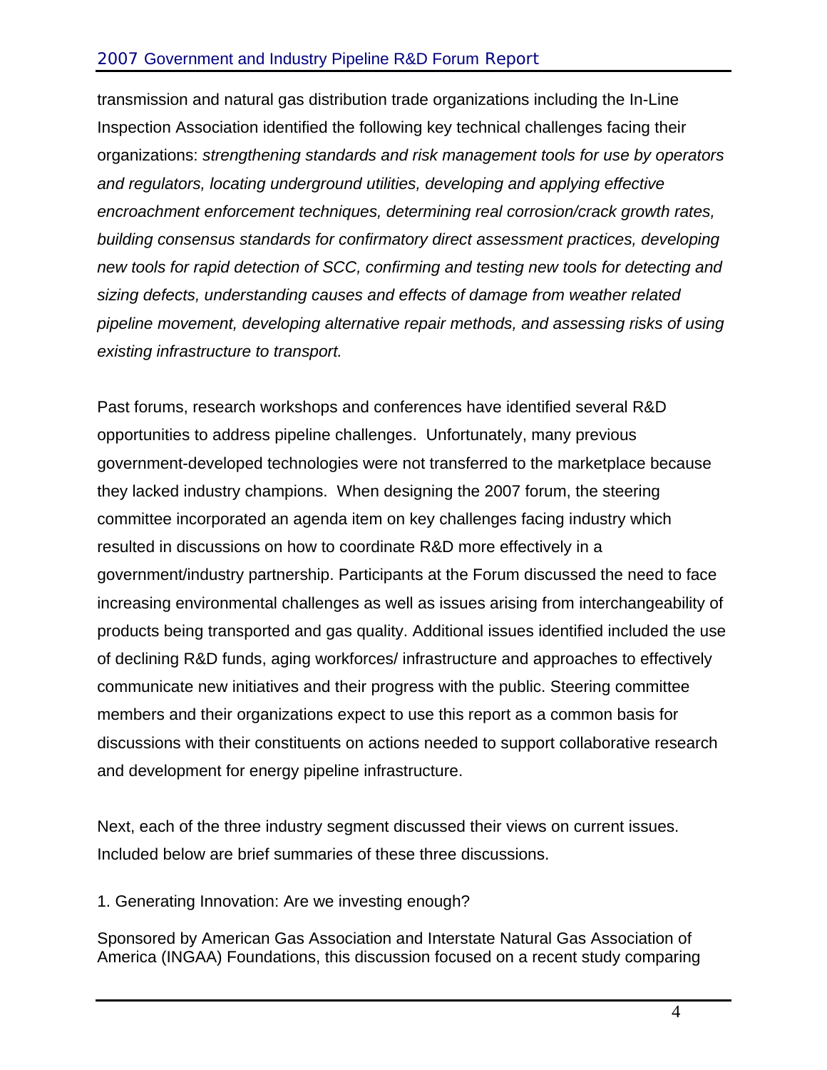transmission and natural gas distribution trade organizations including the In-Line Inspection Association identified the following key technical challenges facing their organizations: *strengthening standards and risk management tools for use by operators and regulators, locating underground utilities, developing and applying effective encroachment enforcement techniques, determining real corrosion/crack growth rates, building consensus standards for confirmatory direct assessment practices, developing new tools for rapid detection of SCC, confirming and testing new tools for detecting and sizing defects, understanding causes and effects of damage from weather related pipeline movement, developing alternative repair methods, and assessing risks of using existing infrastructure to transport.*

Past forums, research workshops and conferences have identified several R&D opportunities to address pipeline challenges. Unfortunately, many previous government-developed technologies were not transferred to the marketplace because they lacked industry champions. When designing the 2007 forum, the steering committee incorporated an agenda item on key challenges facing industry which resulted in discussions on how to coordinate R&D more effectively in a government/industry partnership. Participants at the Forum discussed the need to face increasing environmental challenges as well as issues arising from interchangeability of products being transported and gas quality. Additional issues identified included the use of declining R&D funds, aging workforces/ infrastructure and approaches to effectively communicate new initiatives and their progress with the public. Steering committee members and their organizations expect to use this report as a common basis for discussions with their constituents on actions needed to support collaborative research and development for energy pipeline infrastructure.

Next, each of the three industry segment discussed their views on current issues. Included below are brief summaries of these three discussions.

1. Generating Innovation: Are we investing enough?

Sponsored by American Gas Association and Interstate Natural Gas Association of America (INGAA) Foundations, this discussion focused on a recent study comparing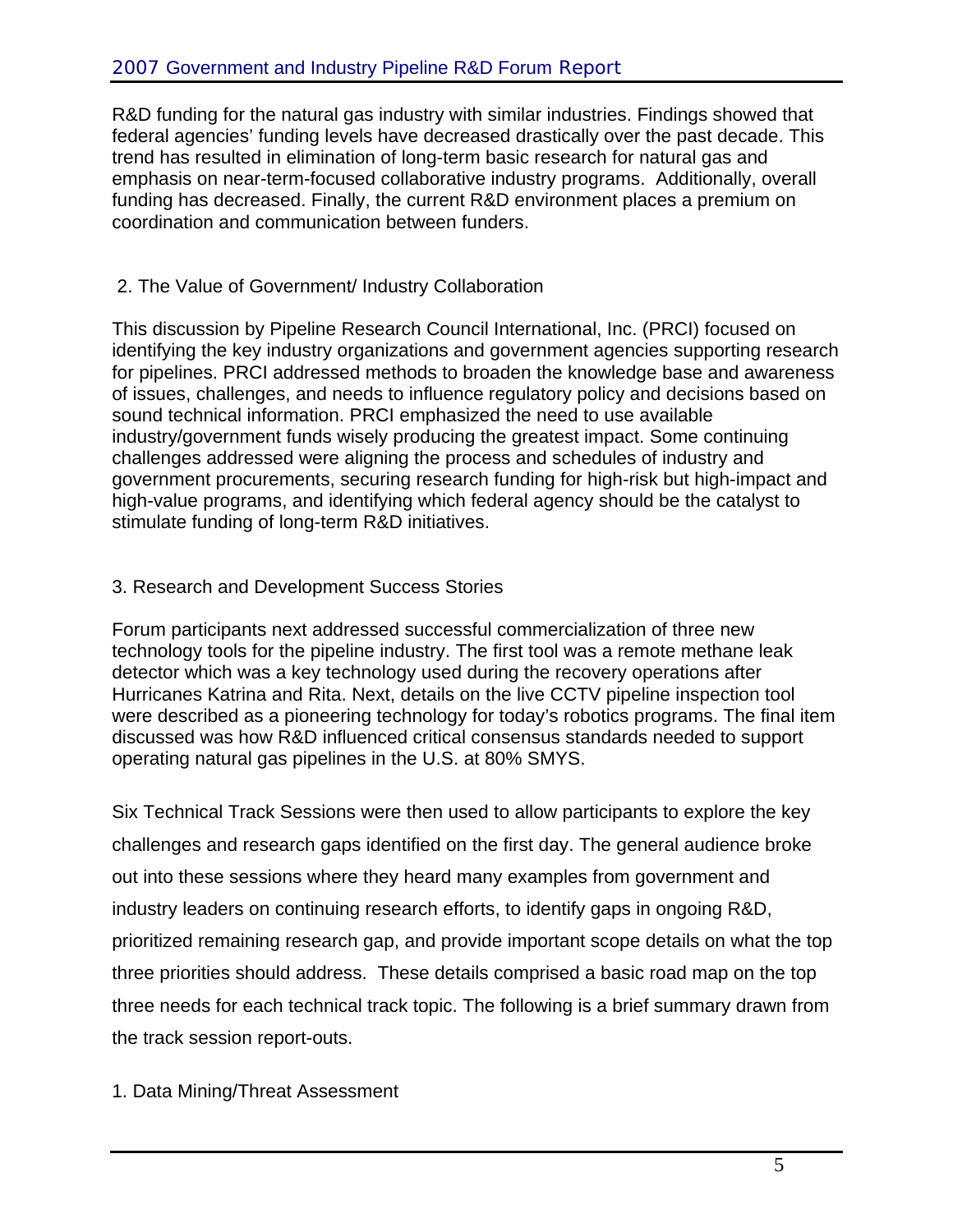R&D funding for the natural gas industry with similar industries. Findings showed that federal agencies' funding levels have decreased drastically over the past decade. This trend has resulted in elimination of long-term basic research for natural gas and emphasis on near-term-focused collaborative industry programs. Additionally, overall funding has decreased. Finally, the current R&D environment places a premium on coordination and communication between funders.

2. The Value of Government/ Industry Collaboration

This discussion by Pipeline Research Council International, Inc. (PRCI) focused on identifying the key industry organizations and government agencies supporting research for pipelines. PRCI addressed methods to broaden the knowledge base and awareness of issues, challenges, and needs to influence regulatory policy and decisions based on sound technical information. PRCI emphasized the need to use available industry/government funds wisely producing the greatest impact. Some continuing challenges addressed were aligning the process and schedules of industry and government procurements, securing research funding for high-risk but high-impact and high-value programs, and identifying which federal agency should be the catalyst to stimulate funding of long-term R&D initiatives.

3. Research and Development Success Stories

Forum participants next addressed successful commercialization of three new technology tools for the pipeline industry. The first tool was a remote methane leak detector which was a key technology used during the recovery operations after Hurricanes Katrina and Rita. Next, details on the live CCTV pipeline inspection tool were described as a pioneering technology for today's robotics programs. The final item discussed was how R&D influenced critical consensus standards needed to support operating natural gas pipelines in the U.S. at 80% SMYS.

Six Technical Track Sessions were then used to allow participants to explore the key challenges and research gaps identified on the first day. The general audience broke out into these sessions where they heard many examples from government and industry leaders on continuing research efforts, to identify gaps in ongoing R&D, prioritized remaining research gap, and provide important scope details on what the top three priorities should address. These details comprised a basic road map on the top three needs for each technical track topic. The following is a brief summary drawn from the track session report-outs.

1. Data Mining/Threat Assessment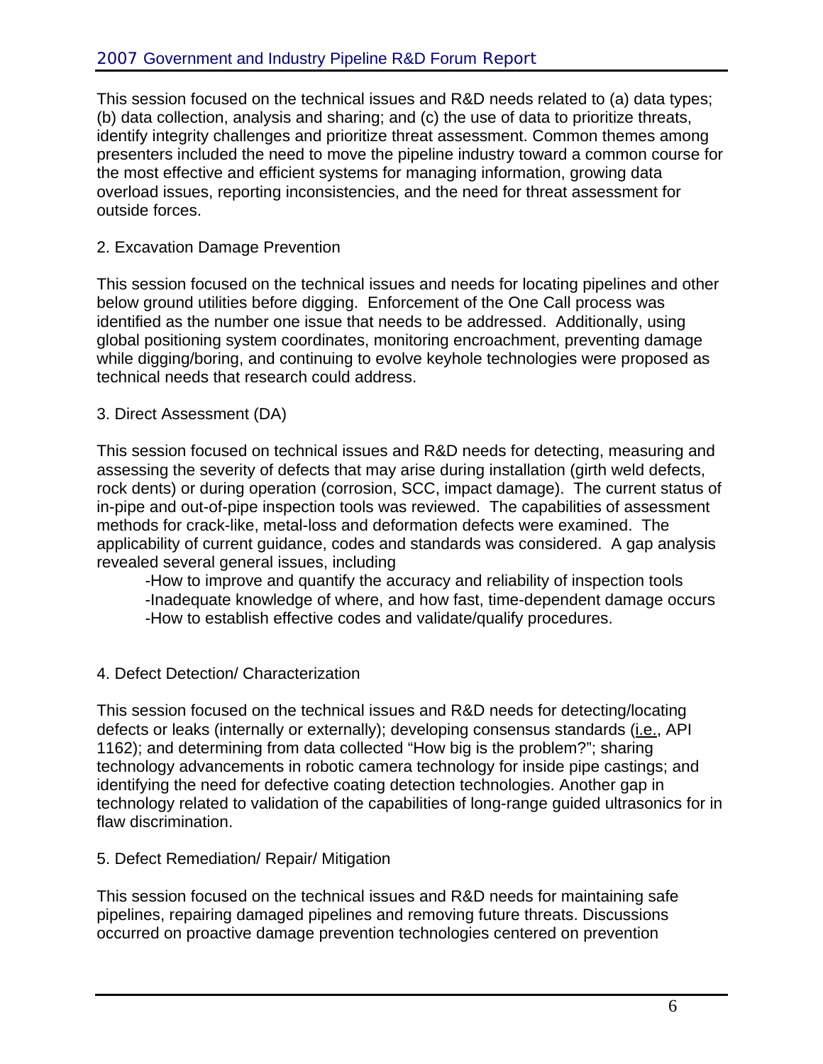This session focused on the technical issues and R&D needs related to (a) data types; (b) data collection, analysis and sharing; and (c) the use of data to prioritize threats, identify integrity challenges and prioritize threat assessment. Common themes among presenters included the need to move the pipeline industry toward a common course for the most effective and efficient systems for managing information, growing data overload issues, reporting inconsistencies, and the need for threat assessment for outside forces.

2. Excavation Damage Prevention

This session focused on the technical issues and needs for locating pipelines and other below ground utilities before digging. Enforcement of the One Call process was identified as the number one issue that needs to be addressed. Additionally, using global positioning system coordinates, monitoring encroachment, preventing damage while digging/boring, and continuing to evolve keyhole technologies were proposed as technical needs that research could address.

3. Direct Assessment (DA)

This session focused on technical issues and R&D needs for detecting, measuring and assessing the severity of defects that may arise during installation (girth weld defects, rock dents) or during operation (corrosion, SCC, impact damage). The current status of in-pipe and out-of-pipe inspection tools was reviewed. The capabilities of assessment methods for crack-like, metal-loss and deformation defects were examined. The applicability of current guidance, codes and standards was considered. A gap analysis revealed several general issues, including

- How to improve and quantify the accuracy and reliability of inspection tools
- Inadequate knowledge of where, and how fast, time-dependent damage occurs
- How to establish effective codes and validate/qualify procedures.

4. Defect Detection/ Characterization

This session focused on the technical issues and R&D needs for detecting/locating defects or leaks (internally or externally); developing consensus standards (i.e., API 1162); and determining from data collected "How big is the problem?"; sharing technology advancements in robotic camera technology for inside pipe castings; and identifying the need for defective coating detection technologies. Another gap in technology related to validation of the capabilities of long-range guided ultrasonics for in flaw discrimination.

5. Defect Remediation/ Repair/ Mitigation

This session focused on the technical issues and R&D needs for maintaining safe pipelines, repairing damaged pipelines and removing future threats. Discussions occurred on proactive damage prevention technologies centered on prevention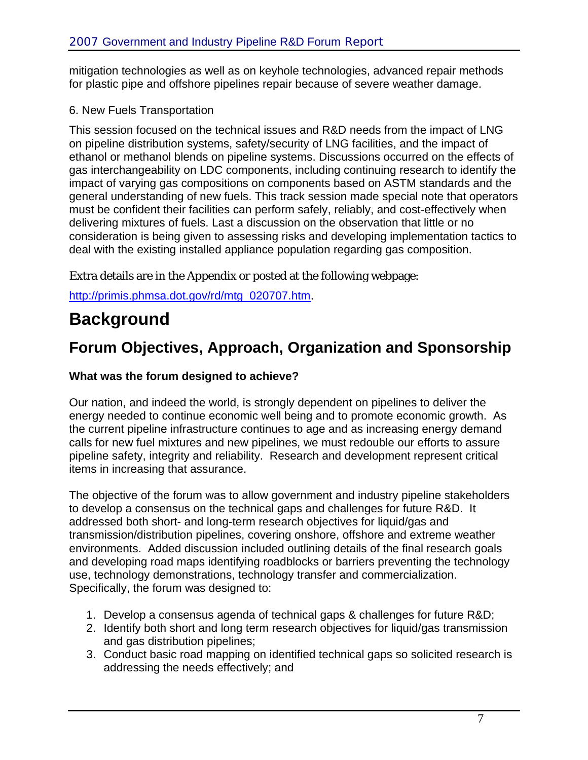mitigation technologies as well as on keyhole technologies, advanced repair methods for plastic pipe and offshore pipelines repair because of severe weather damage.

6. New Fuels Transportation

This session focused on the technical issues and R&D needs from the impact of LNG on pipeline distribution systems, safety/security of LNG facilities, and the impact of ethanol or methanol blends on pipeline systems. Discussions occurred on the effects of gas interchangeability on LDC components, including continuing research to identify the impact of varying gas compositions on components based on ASTM standards and the general understanding of new fuels. This track session made special note that operators must be confident their facilities can perform safely, reliably, and cost-effectively when delivering mixtures of fuels. Last a discussion on the observation that little or no consideration is being given to assessing risks and developing implementation tactics to deal with the existing installed appliance population regarding gas composition.

Extra details are in the Appendix or posted at the following webpage:

http://primis.phmsa.dot.gov/rd/mtg_020707.htm.

# Background

## Forum Objectives, Approach, Organization and Sponsorship

### What was the forum designed to achieve?

Our nation, and indeed the world, is strongly dependent on pipelines to deliver the energy needed to continue economic well being and to promote economic growth. As the current pipeline infrastructure continues to age and as increasing energy demand calls for new fuel mixtures and new pipelines, we must redouble our efforts to assure pipeline safety, integrity and reliability. Research and development represent critical items in increasing that assurance.

The objective of the forum was to allow government and industry pipeline stakeholders to develop a consensus on the technical gaps and challenges for future R&D. It addressed both short- and long-term research objectives for liquid/gas and transmission/distribution pipelines, covering onshore, offshore and extreme weather environments. Added discussion included outlining details of the final research goals and developing road maps identifying roadblocks or barriers preventing the technology use, technology demonstrations, technology transfer and commercialization. Specifically, the forum was designed to:

1. Develop a consensus agenda of technical gaps & challenges for future R&D;
2. Identify both short and long term research objectives for liquid/gas transmission and gas distribution pipelines;
3. Conduct basic road mapping on identified technical gaps so solicited research is addressing the needs effectively; and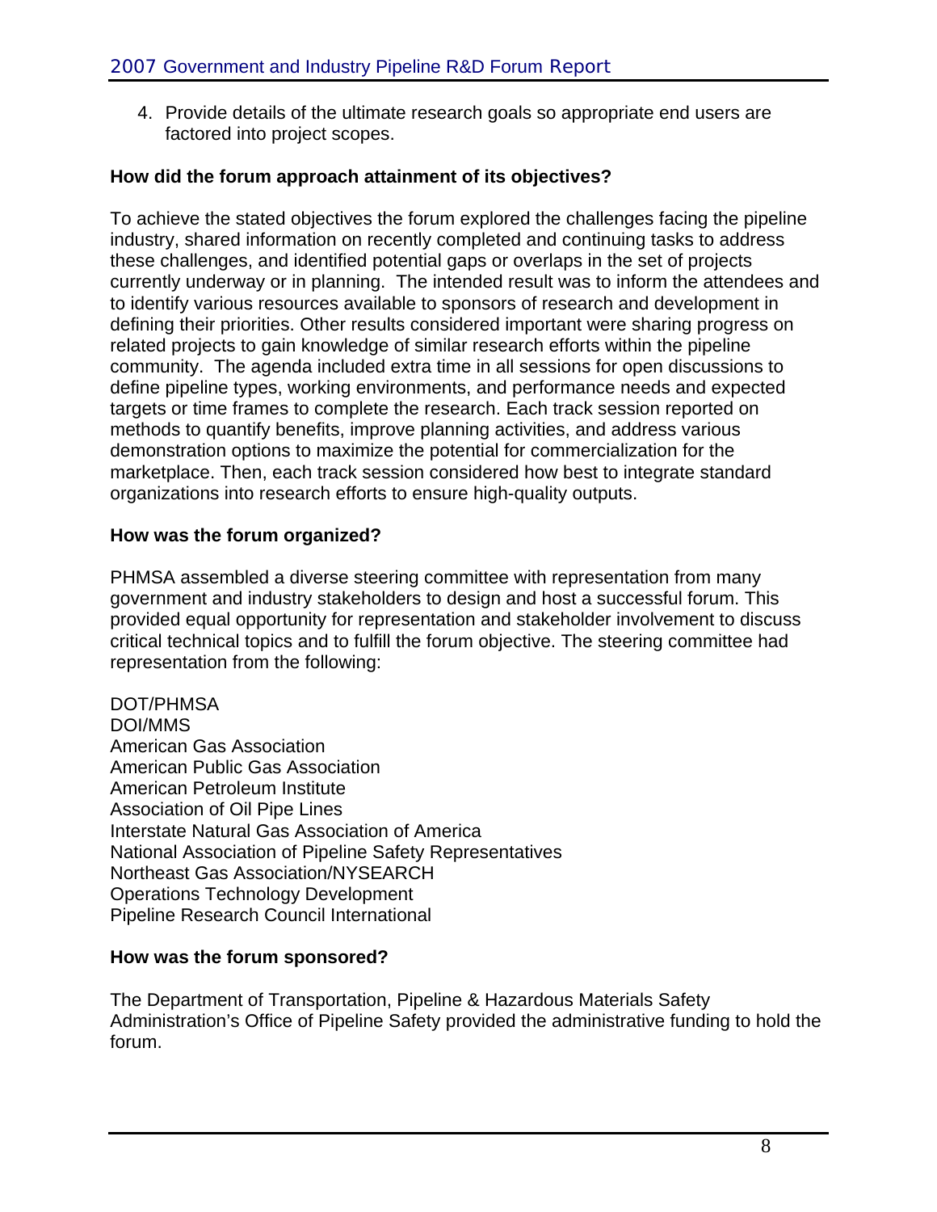4. Provide details of the ultimate research goals so appropriate end users are factored into project scopes.

**How did the forum approach attainment of its objectives?**

To achieve the stated objectives the forum explored the challenges facing the pipeline industry, shared information on recently completed and continuing tasks to address these challenges, and identified potential gaps or overlaps in the set of projects currently underway or in planning. The intended result was to inform the attendees and to identify various resources available to sponsors of research and development in defining their priorities. Other results considered important were sharing progress on related projects to gain knowledge of similar research efforts within the pipeline community. The agenda included extra time in all sessions for open discussions to define pipeline types, working environments, and performance needs and expected targets or time frames to complete the research. Each track session reported on methods to quantify benefits, improve planning activities, and address various demonstration options to maximize the potential for commercialization for the marketplace. Then, each track session considered how best to integrate standard organizations into research efforts to ensure high-quality outputs.

**How was the forum organized?**

PHMSA assembled a diverse steering committee with representation from many government and industry stakeholders to design and host a successful forum. This provided equal opportunity for representation and stakeholder involvement to discuss critical technical topics and to fulfill the forum objective. The steering committee had representation from the following:

DOT/PHMSA
DOI/MMS
American Gas Association
American Public Gas Association
American Petroleum Institute
Association of Oil Pipe Lines
Interstate Natural Gas Association of America
National Association of Pipeline Safety Representatives
Northeast Gas Association/NYSEARCH
Operations Technology Development
Pipeline Research Council International

**How was the forum sponsored?**

The Department of Transportation, Pipeline & Hazardous Materials Safety Administration's Office of Pipeline Safety provided the administrative funding to hold the forum.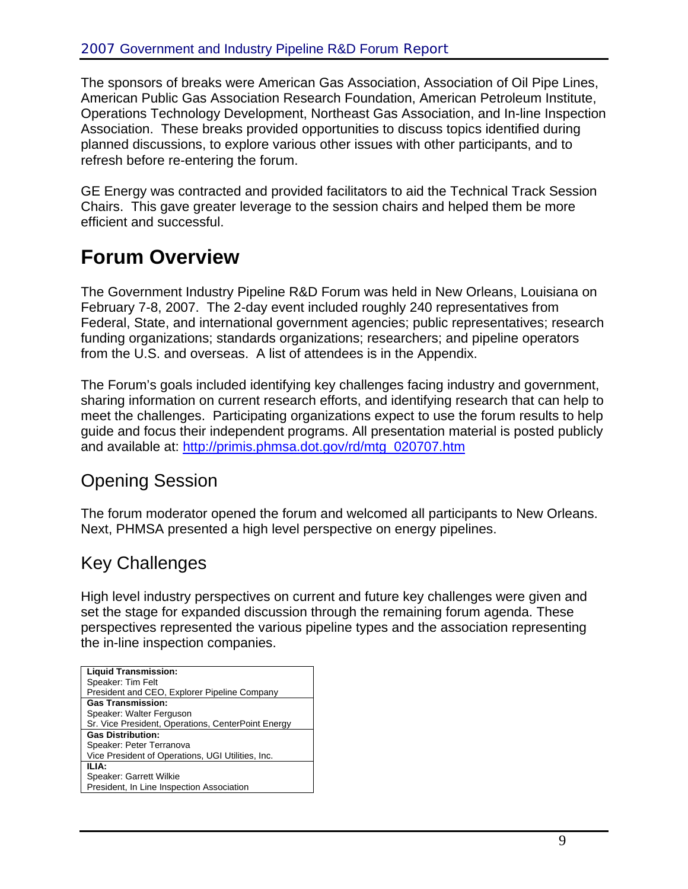The sponsors of breaks were American Gas Association, Association of Oil Pipe Lines, American Public Gas Association Research Foundation, American Petroleum Institute, Operations Technology Development, Northeast Gas Association, and In-line Inspection Association. These breaks provided opportunities to discuss topics identified during planned discussions, to explore various other issues with other participants, and to refresh before re-entering the forum.

GE Energy was contracted and provided facilitators to aid the Technical Track Session Chairs. This gave greater leverage to the session chairs and helped them be more efficient and successful.

# Forum Overview

The Government Industry Pipeline R&D Forum was held in New Orleans, Louisiana on February 7-8, 2007. The 2-day event included roughly 240 representatives from Federal, State, and international government agencies; public representatives; research funding organizations; standards organizations; researchers; and pipeline operators from the U.S. and overseas. A list of attendees is in the Appendix.

The Forum's goals included identifying key challenges facing industry and government, sharing information on current research efforts, and identifying research that can help to meet the challenges. Participating organizations expect to use the forum results to help guide and focus their independent programs. All presentation material is posted publicly and available at: http://primis.phmsa.dot.gov/rd/mtg_020707.htm

## Opening Session

The forum moderator opened the forum and welcomed all participants to New Orleans. Next, PHMSA presented a high level perspective on energy pipelines.

## Key Challenges

High level industry perspectives on current and future key challenges were given and set the stage for expanded discussion through the remaining forum agenda. These perspectives represented the various pipeline types and the association representing the in-line inspection companies.

| |
|---|
| **Liquid Transmission:**<br>Speaker: Tim Felt<br>President and CEO, Explorer Pipeline Company |
| **Gas Transmission:**<br>Speaker: Walter Ferguson<br>Sr. Vice President, Operations, CenterPoint Energy |
| **Gas Distribution:**<br>Speaker: Peter Terranova<br>Vice President of Operations, UGI Utilities, Inc. |
| **ILIA:**<br>Speaker: Garrett Wilkie<br>President, In Line Inspection Association |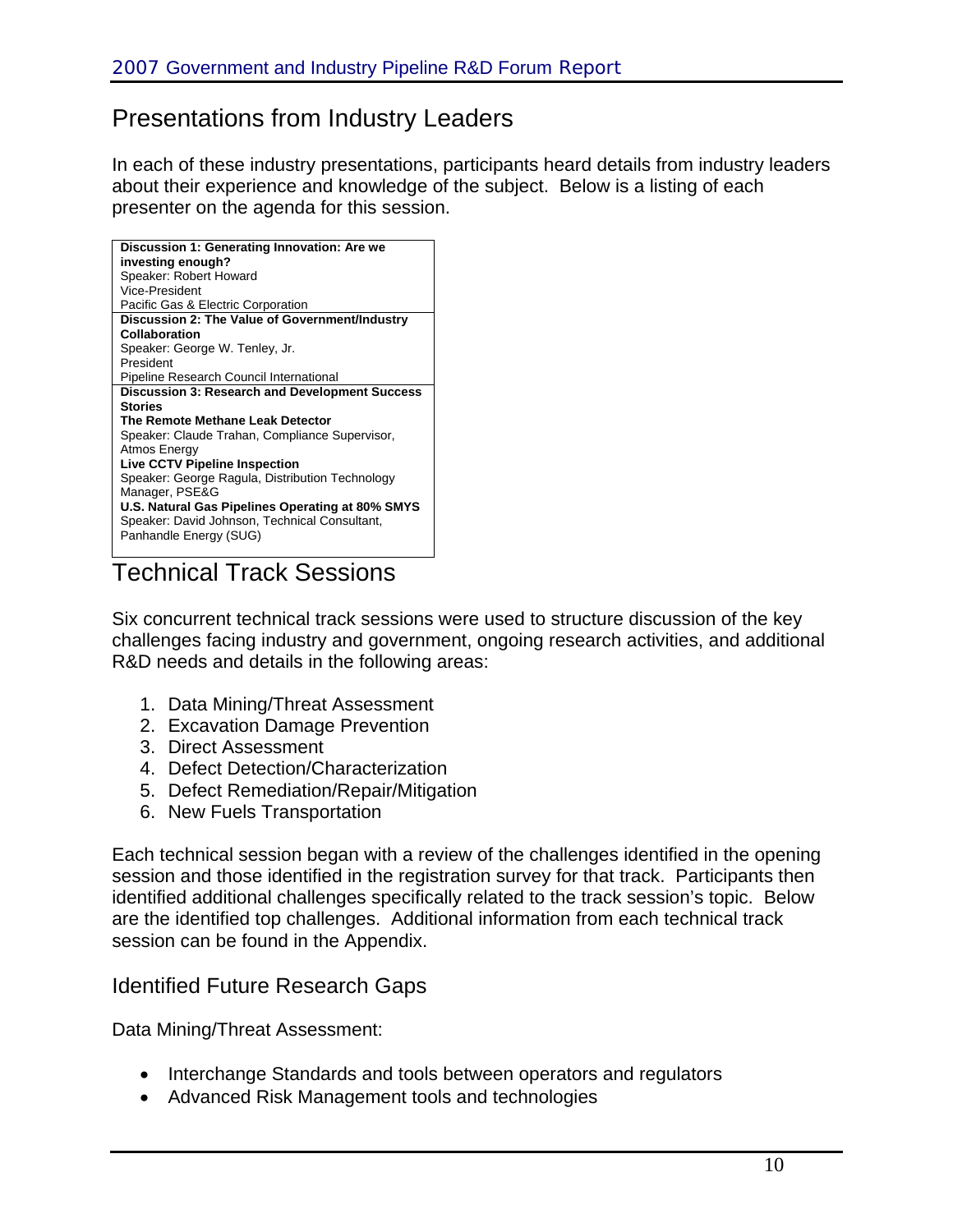## Presentations from Industry Leaders

In each of these industry presentations, participants heard details from industry leaders about their experience and knowledge of the subject. Below is a listing of each presenter on the agenda for this session.

| |
|---|
| **Discussion 1: Generating Innovation: Are we investing enough?**<br>Speaker: Robert Howard<br>Vice-President<br>Pacific Gas & Electric Corporation |
| **Discussion 2: The Value of Government/Industry Collaboration**<br>Speaker: George W. Tenley, Jr.<br>President<br>Pipeline Research Council International |
| **Discussion 3: Research and Development Success Stories**<br>**The Remote Methane Leak Detector**<br>Speaker: Claude Trahan, Compliance Supervisor, Atmos Energy<br>**Live CCTV Pipeline Inspection**<br>Speaker: George Ragula, Distribution Technology Manager, PSE&G<br>**U.S. Natural Gas Pipelines Operating at 80% SMYS**<br>Speaker: David Johnson, Technical Consultant, Panhandle Energy (SUG) |

## Technical Track Sessions

Six concurrent technical track sessions were used to structure discussion of the key challenges facing industry and government, ongoing research activities, and additional R&D needs and details in the following areas:

1. Data Mining/Threat Assessment
2. Excavation Damage Prevention
3. Direct Assessment
4. Defect Detection/Characterization
5. Defect Remediation/Repair/Mitigation
6. New Fuels Transportation

Each technical session began with a review of the challenges identified in the opening session and those identified in the registration survey for that track. Participants then identified additional challenges specifically related to the track session's topic. Below are the identified top challenges. Additional information from each technical track session can be found in the Appendix.

### Identified Future Research Gaps

Data Mining/Threat Assessment:

- Interchange Standards and tools between operators and regulators
- Advanced Risk Management tools and technologies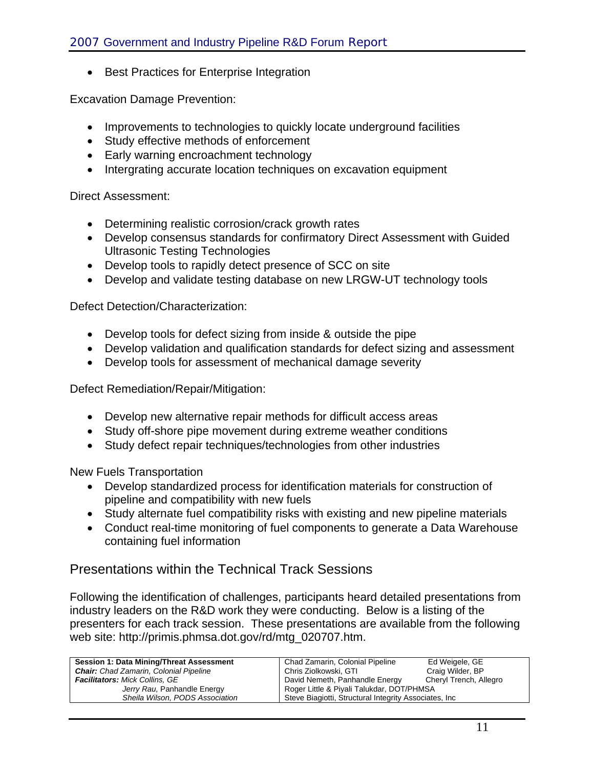- Best Practices for Enterprise Integration

Excavation Damage Prevention:

- Improvements to technologies to quickly locate underground facilities
- Study effective methods of enforcement
- Early warning encroachment technology
- Intergrating accurate location techniques on excavation equipment

Direct Assessment:

- Determining realistic corrosion/crack growth rates
- Develop consensus standards for confirmatory Direct Assessment with Guided Ultrasonic Testing Technologies
- Develop tools to rapidly detect presence of SCC on site
- Develop and validate testing database on new LRGW-UT technology tools

Defect Detection/Characterization:

- Develop tools for defect sizing from inside & outside the pipe
- Develop validation and qualification standards for defect sizing and assessment
- Develop tools for assessment of mechanical damage severity

Defect Remediation/Repair/Mitigation:

- Develop new alternative repair methods for difficult access areas
- Study off-shore pipe movement during extreme weather conditions
- Study defect repair techniques/technologies from other industries

New Fuels Transportation

- Develop standardized process for identification materials for construction of pipeline and compatibility with new fuels
- Study alternate fuel compatibility risks with existing and new pipeline materials
- Conduct real-time monitoring of fuel components to generate a Data Warehouse containing fuel information

## Presentations within the Technical Track Sessions

Following the identification of challenges, participants heard detailed presentations from industry leaders on the R&D work they were conducting. Below is a listing of the presenters for each track session. These presentations are available from the following web site: http://primis.phmsa.dot.gov/rd/mtg_020707.htm.

| Session | Presenters |
|---|---|
| **Session 1: Data Mining/Threat Assessment**<br>***Chair:*** *Chad Zamarin, Colonial Pipeline*<br>***Facilitators:*** *Mick Collins, GE*<br>*Jerry Rau,* Panhandle Energy<br>*Sheila Wilson, PODS Association* | Chad Zamarin, Colonial Pipeline; Ed Weigele, GE<br>Chris Ziolkowski, GTI; Craig Wilder, BP<br>David Nemeth, Panhandle Energy; Cheryl Trench, Allegro<br>Roger Little & Piyali Talukdar, DOT/PHMSA<br>Steve Biagiotti, Structural Integrity Associates, Inc |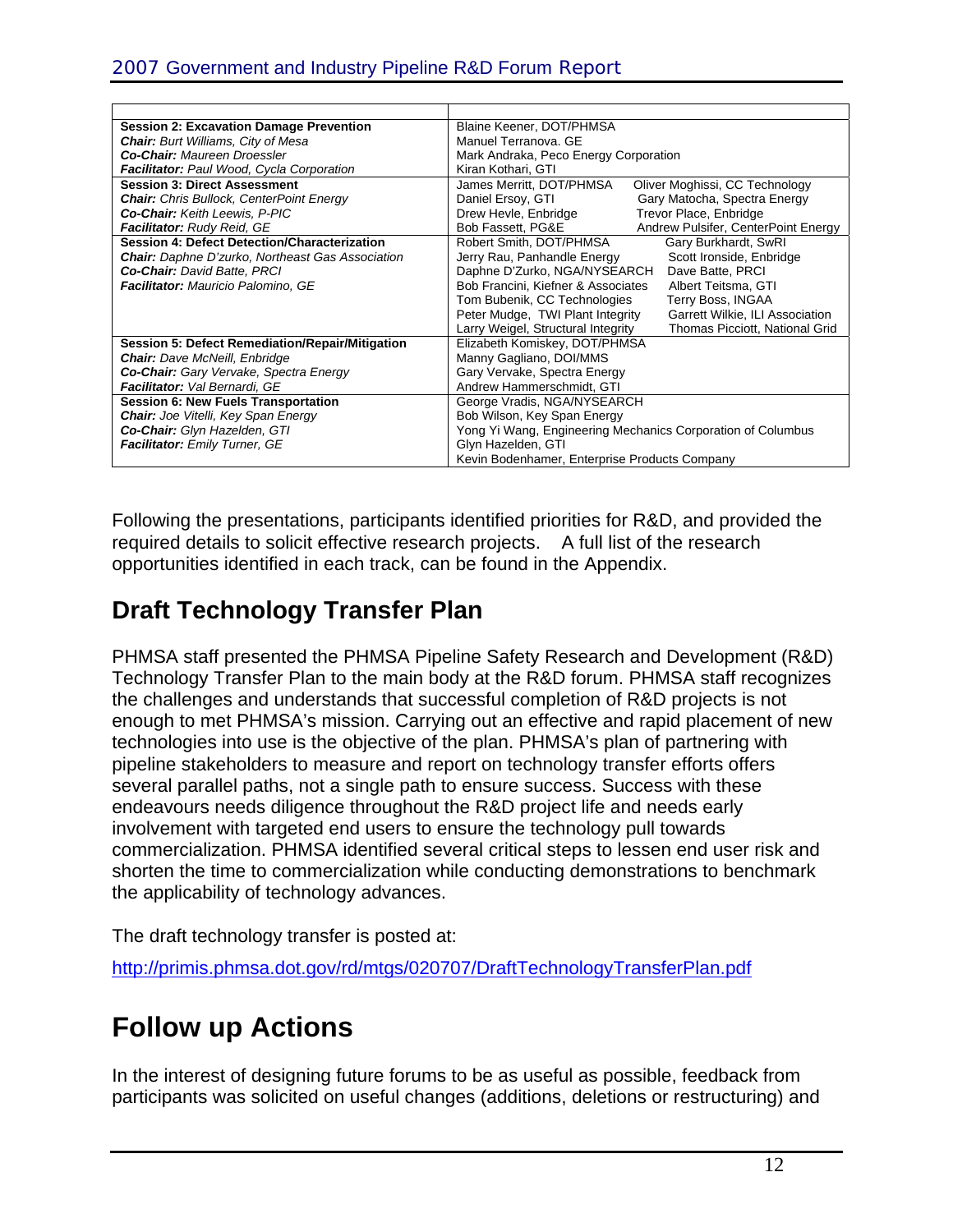| | |
|---|---|
| **Session 2: Excavation Damage Prevention**<br>***Chair:*** *Burt Williams, City of Mesa*<br>***Co-Chair:*** *Maureen Droessler*<br>***Facilitator:*** *Paul Wood, Cycla Corporation* | Blaine Keener, DOT/PHMSA<br>Manuel Terranova. GE<br>Mark Andraka, Peco Energy Corporation<br>Kiran Kothari, GTI |
| **Session 3: Direct Assessment**<br>***Chair:*** *Chris Bullock, CenterPoint Energy*<br>***Co-Chair:*** *Keith Leewis, P-PIC*<br>***Facilitator:*** *Rudy Reid, GE* | James Merritt, DOT/PHMSA Oliver Moghissi, CC Technology<br>Daniel Ersoy, GTI Gary Matocha, Spectra Energy<br>Drew Hevle, Enbridge Trevor Place, Enbridge<br>Bob Fassett, PG&E Andrew Pulsifer, CenterPoint Energy |
| **Session 4: Defect Detection/Characterization**<br>***Chair:*** *Daphne D'zurko, Northeast Gas Association*<br>***Co-Chair:*** *David Batte, PRCI*<br>***Facilitator:*** *Mauricio Palomino, GE* | Robert Smith, DOT/PHMSA Gary Burkhardt, SwRI<br>Jerry Rau, Panhandle Energy Scott Ironside, Enbridge<br>Daphne D'Zurko, NGA/NYSEARCH Dave Batte, PRCI<br>Bob Francini, Kiefner & Associates Albert Teitsma, GTI<br>Tom Bubenik, CC Technologies Terry Boss, INGAA<br>Peter Mudge, TWI Plant Integrity Garrett Wilkie, ILI Association<br>Larry Weigel, Structural Integrity Thomas Picciott, National Grid |
| **Session 5: Defect Remediation/Repair/Mitigation**<br>***Chair:*** *Dave McNeill, Enbridge*<br>***Co-Chair:*** *Gary Vervake, Spectra Energy*<br>***Facilitator:*** *Val Bernardi, GE* | Elizabeth Komiskey, DOT/PHMSA<br>Manny Gagliano, DOI/MMS<br>Gary Vervake, Spectra Energy<br>Andrew Hammerschmidt, GTI |
| **Session 6: New Fuels Transportation**<br>***Chair:*** *Joe Vitelli, Key Span Energy*<br>***Co-Chair:*** *Glyn Hazelden, GTI*<br>***Facilitator:*** *Emily Turner, GE* | George Vradis, NGA/NYSEARCH<br>Bob Wilson, Key Span Energy<br>Yong Yi Wang, Engineering Mechanics Corporation of Columbus<br>Glyn Hazelden, GTI<br>Kevin Bodenhamer, Enterprise Products Company |

Following the presentations, participants identified priorities for R&D, and provided the required details to solicit effective research projects. A full list of the research opportunities identified in each track, can be found in the Appendix.

## Draft Technology Transfer Plan

PHMSA staff presented the PHMSA Pipeline Safety Research and Development (R&D) Technology Transfer Plan to the main body at the R&D forum. PHMSA staff recognizes the challenges and understands that successful completion of R&D projects is not enough to met PHMSA's mission. Carrying out an effective and rapid placement of new technologies into use is the objective of the plan. PHMSA's plan of partnering with pipeline stakeholders to measure and report on technology transfer efforts offers several parallel paths, not a single path to ensure success. Success with these endeavours needs diligence throughout the R&D project life and needs early involvement with targeted end users to ensure the technology pull towards commercialization. PHMSA identified several critical steps to lessen end user risk and shorten the time to commercialization while conducting demonstrations to benchmark the applicability of technology advances.

The draft technology transfer is posted at:

http://primis.phmsa.dot.gov/rd/mtgs/020707/DraftTechnologyTransferPlan.pdf

# Follow up Actions

In the interest of designing future forums to be as useful as possible, feedback from participants was solicited on useful changes (additions, deletions or restructuring) and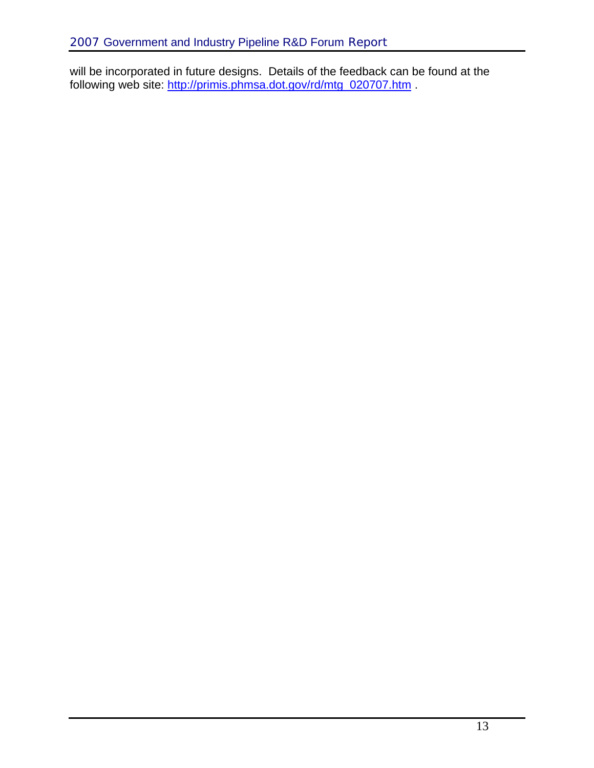will be incorporated in future designs. Details of the feedback can be found at the following web site: http://primis.phmsa.dot.gov/rd/mtg_020707.htm .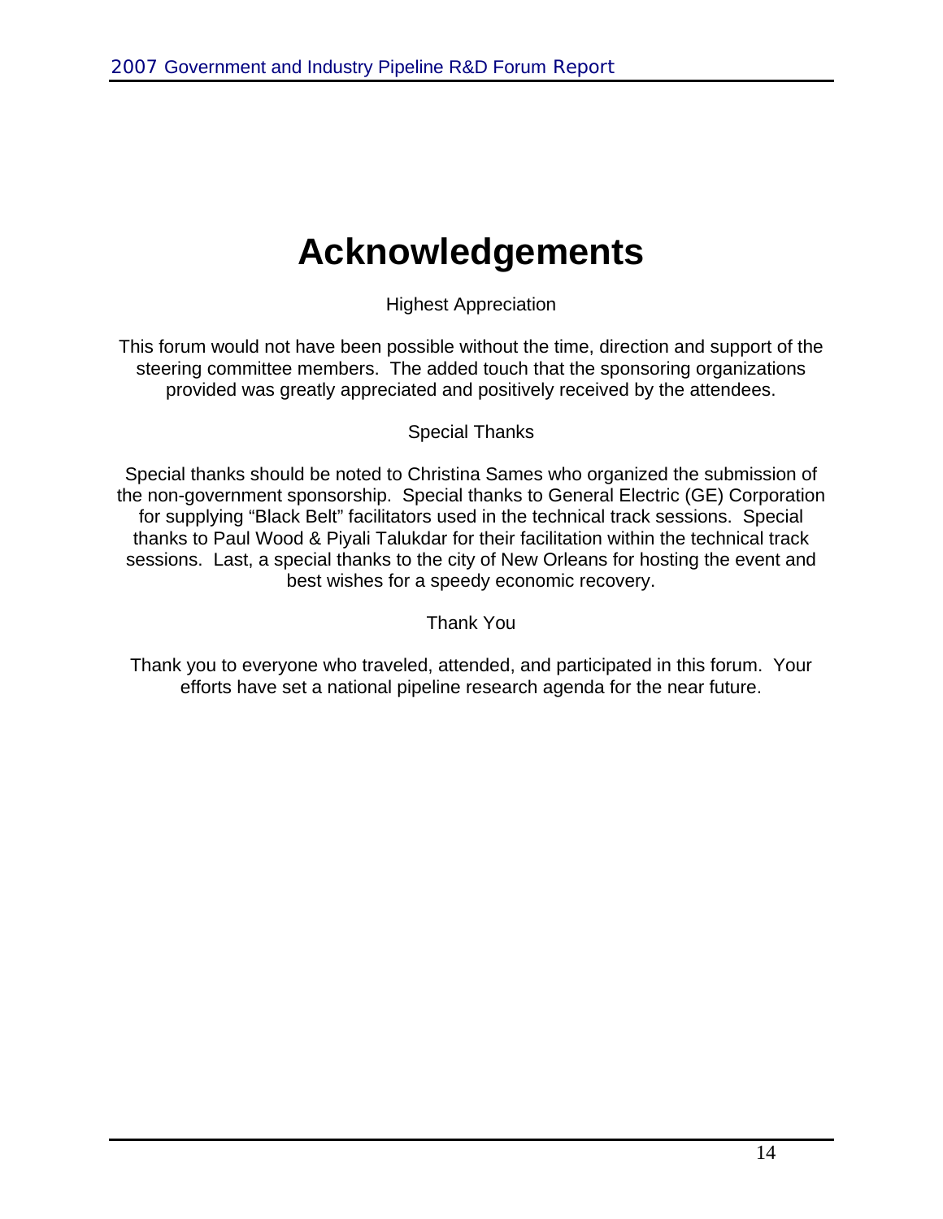# Acknowledgements

Highest Appreciation

This forum would not have been possible without the time, direction and support of the steering committee members. The added touch that the sponsoring organizations provided was greatly appreciated and positively received by the attendees.

Special Thanks

Special thanks should be noted to Christina Sames who organized the submission of the non-government sponsorship. Special thanks to General Electric (GE) Corporation for supplying "Black Belt" facilitators used in the technical track sessions. Special thanks to Paul Wood & Piyali Talukdar for their facilitation within the technical track sessions. Last, a special thanks to the city of New Orleans for hosting the event and best wishes for a speedy economic recovery.

Thank You

Thank you to everyone who traveled, attended, and participated in this forum. Your efforts have set a national pipeline research agenda for the near future.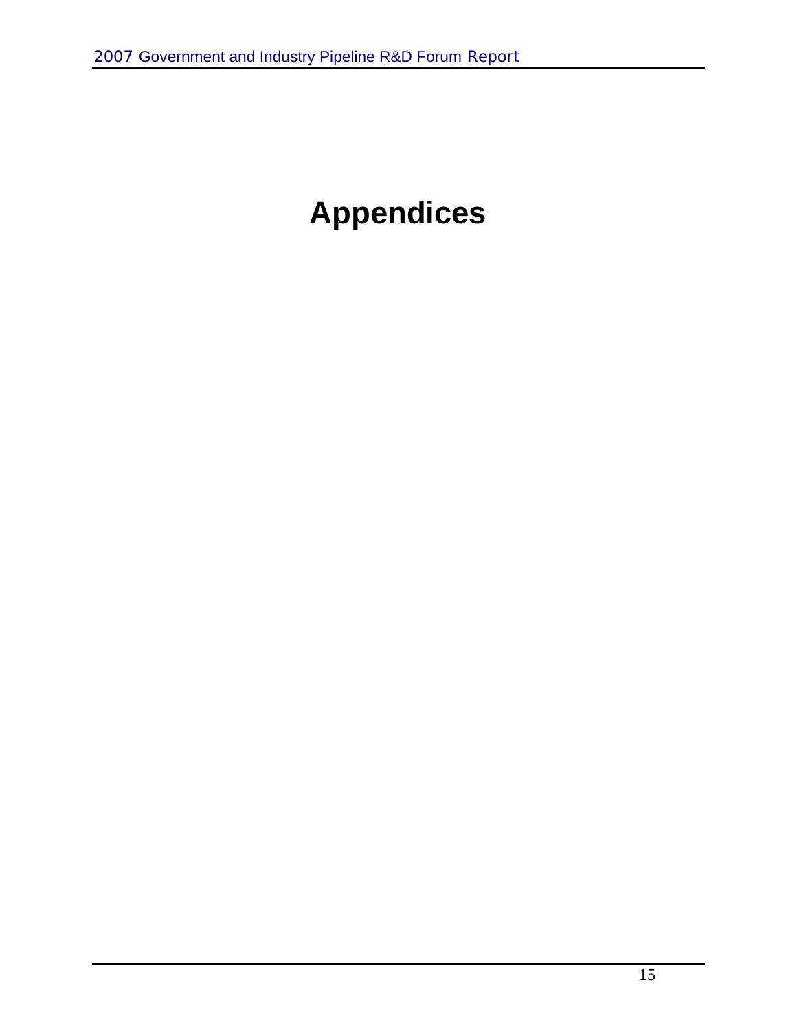# Appendices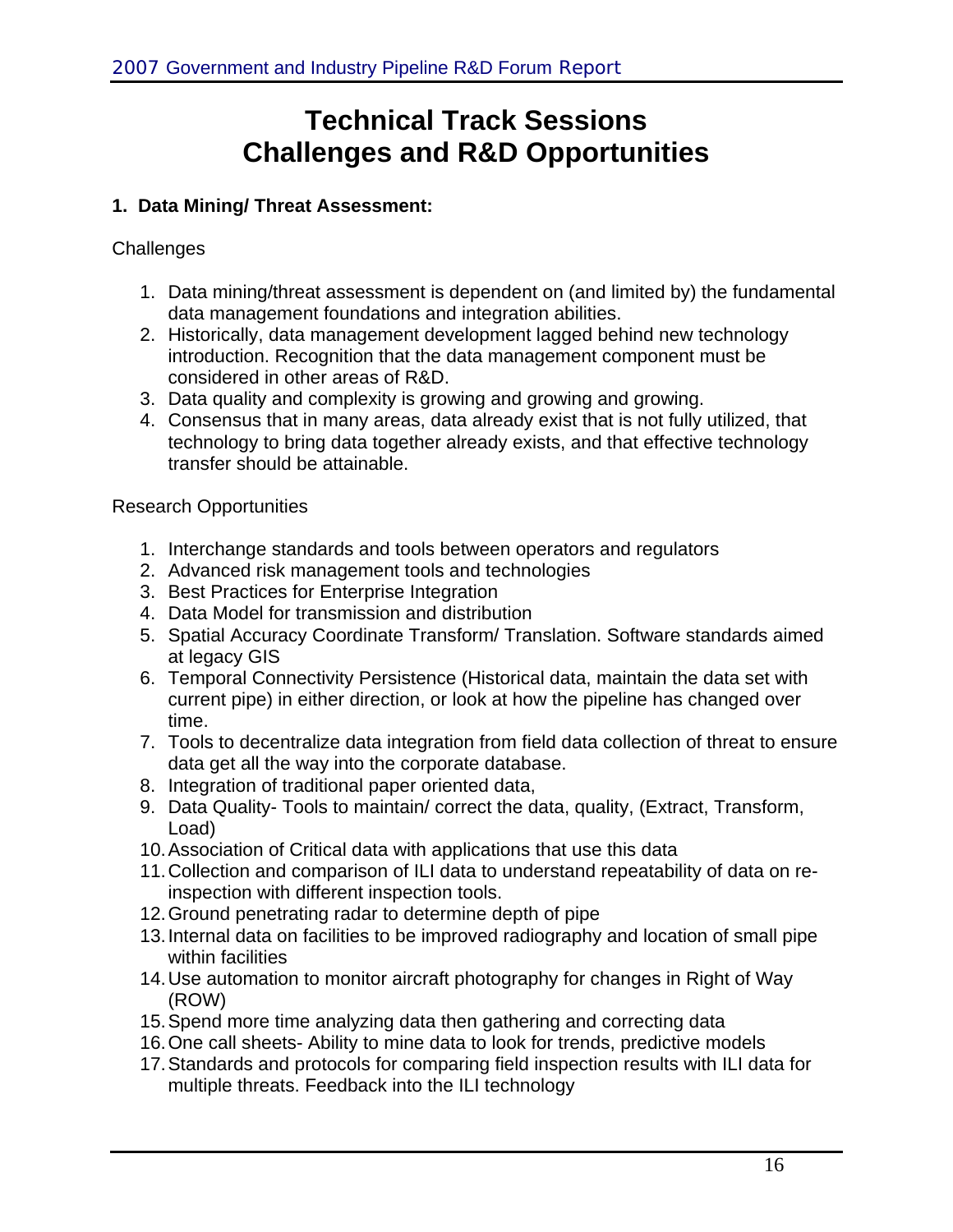# Technical Track Sessions
# Challenges and R&D Opportunities

### 1. Data Mining/ Threat Assessment:

Challenges

1. Data mining/threat assessment is dependent on (and limited by) the fundamental data management foundations and integration abilities.
2. Historically, data management development lagged behind new technology introduction. Recognition that the data management component must be considered in other areas of R&D.
3. Data quality and complexity is growing and growing and growing.
4. Consensus that in many areas, data already exist that is not fully utilized, that technology to bring data together already exists, and that effective technology transfer should be attainable.

Research Opportunities

1. Interchange standards and tools between operators and regulators
2. Advanced risk management tools and technologies
3. Best Practices for Enterprise Integration
4. Data Model for transmission and distribution
5. Spatial Accuracy Coordinate Transform/ Translation. Software standards aimed at legacy GIS
6. Temporal Connectivity Persistence (Historical data, maintain the data set with current pipe) in either direction, or look at how the pipeline has changed over time.
7. Tools to decentralize data integration from field data collection of threat to ensure data get all the way into the corporate database.
8. Integration of traditional paper oriented data,
9. Data Quality- Tools to maintain/ correct the data, quality, (Extract, Transform, Load)
10. Association of Critical data with applications that use this data
11. Collection and comparison of ILI data to understand repeatability of data on re-inspection with different inspection tools.
12. Ground penetrating radar to determine depth of pipe
13. Internal data on facilities to be improved radiography and location of small pipe within facilities
14. Use automation to monitor aircraft photography for changes in Right of Way (ROW)
15. Spend more time analyzing data then gathering and correcting data
16. One call sheets- Ability to mine data to look for trends, predictive models
17. Standards and protocols for comparing field inspection results with ILI data for multiple threats. Feedback into the ILI technology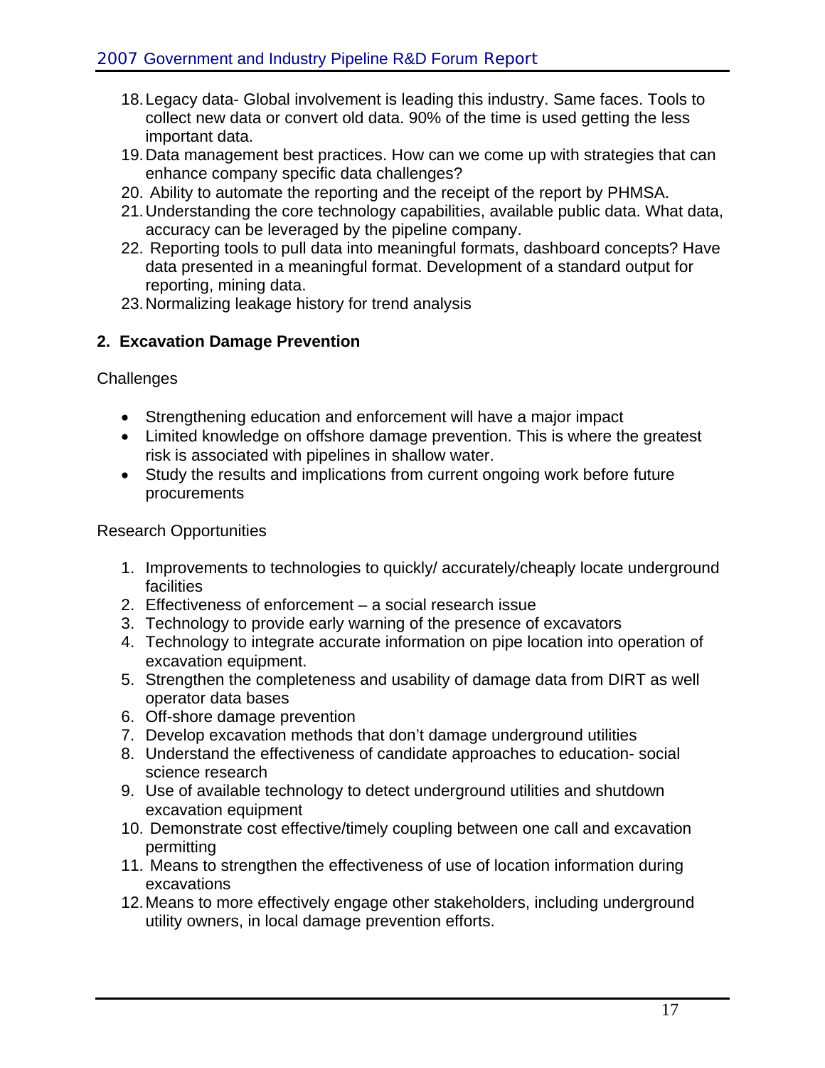18. Legacy data- Global involvement is leading this industry. Same faces. Tools to collect new data or convert old data. 90% of the time is used getting the less important data.
19. Data management best practices. How can we come up with strategies that can enhance company specific data challenges?
20. Ability to automate the reporting and the receipt of the report by PHMSA.
21. Understanding the core technology capabilities, available public data. What data, accuracy can be leveraged by the pipeline company.
22. Reporting tools to pull data into meaningful formats, dashboard concepts? Have data presented in a meaningful format. Development of a standard output for reporting, mining data.
23. Normalizing leakage history for trend analysis

**2. Excavation Damage Prevention**

Challenges

- Strengthening education and enforcement will have a major impact
- Limited knowledge on offshore damage prevention. This is where the greatest risk is associated with pipelines in shallow water.
- Study the results and implications from current ongoing work before future procurements

Research Opportunities

1. Improvements to technologies to quickly/ accurately/cheaply locate underground facilities
2. Effectiveness of enforcement – a social research issue
3. Technology to provide early warning of the presence of excavators
4. Technology to integrate accurate information on pipe location into operation of excavation equipment.
5. Strengthen the completeness and usability of damage data from DIRT as well operator data bases
6. Off-shore damage prevention
7. Develop excavation methods that don't damage underground utilities
8. Understand the effectiveness of candidate approaches to education- social science research
9. Use of available technology to detect underground utilities and shutdown excavation equipment
10. Demonstrate cost effective/timely coupling between one call and excavation permitting
11. Means to strengthen the effectiveness of use of location information during excavations
12. Means to more effectively engage other stakeholders, including underground utility owners, in local damage prevention efforts.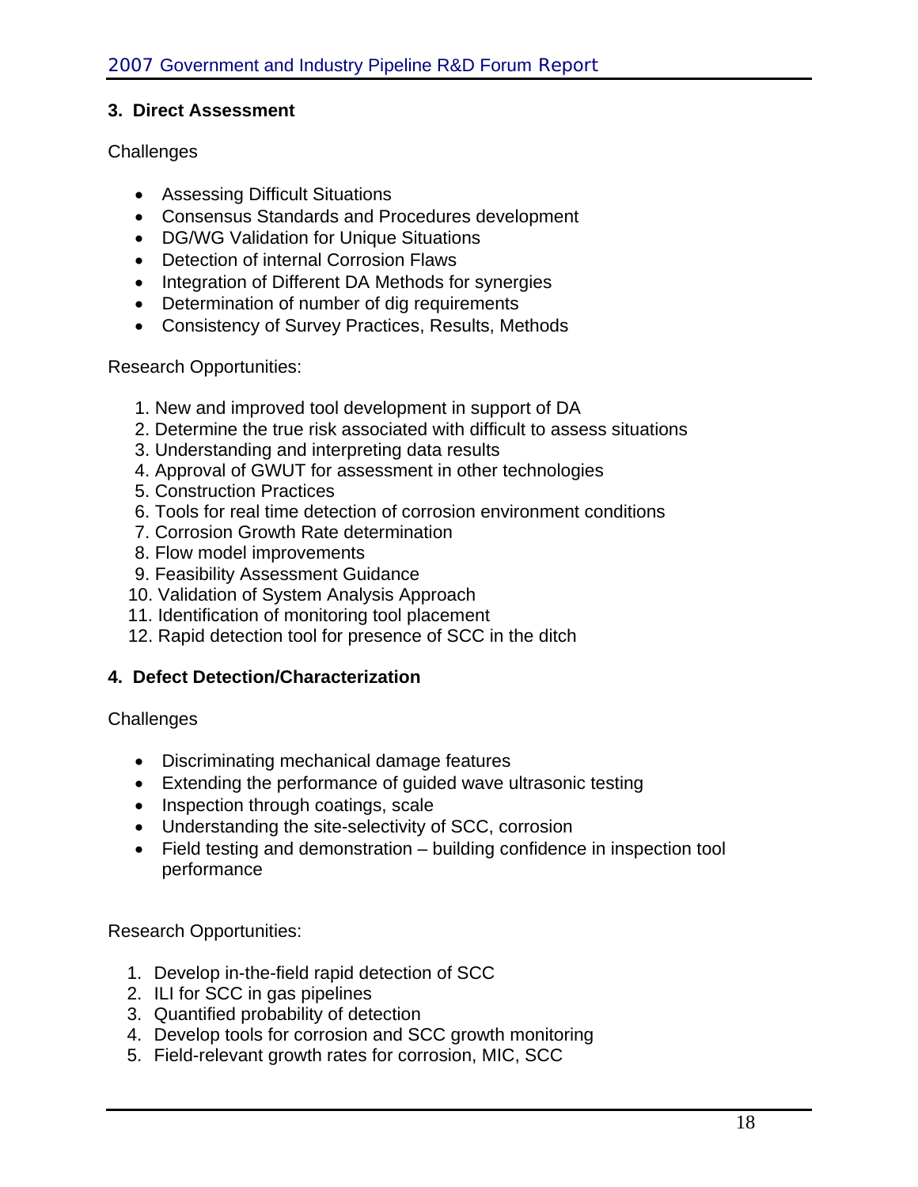## 3. Direct Assessment

Challenges

- Assessing Difficult Situations
- Consensus Standards and Procedures development
- DG/WG Validation for Unique Situations
- Detection of internal Corrosion Flaws
- Integration of Different DA Methods for synergies
- Determination of number of dig requirements
- Consistency of Survey Practices, Results, Methods

Research Opportunities:

1. New and improved tool development in support of DA
2. Determine the true risk associated with difficult to assess situations
3. Understanding and interpreting data results
4. Approval of GWUT for assessment in other technologies
5. Construction Practices
6. Tools for real time detection of corrosion environment conditions
7. Corrosion Growth Rate determination
8. Flow model improvements
9. Feasibility Assessment Guidance
10. Validation of System Analysis Approach
11. Identification of monitoring tool placement
12. Rapid detection tool for presence of SCC in the ditch

## 4. Defect Detection/Characterization

Challenges

- Discriminating mechanical damage features
- Extending the performance of guided wave ultrasonic testing
- Inspection through coatings, scale
- Understanding the site-selectivity of SCC, corrosion
- Field testing and demonstration – building confidence in inspection tool performance

Research Opportunities:

1. Develop in-the-field rapid detection of SCC
2. ILI for SCC in gas pipelines
3. Quantified probability of detection
4. Develop tools for corrosion and SCC growth monitoring
5. Field-relevant growth rates for corrosion, MIC, SCC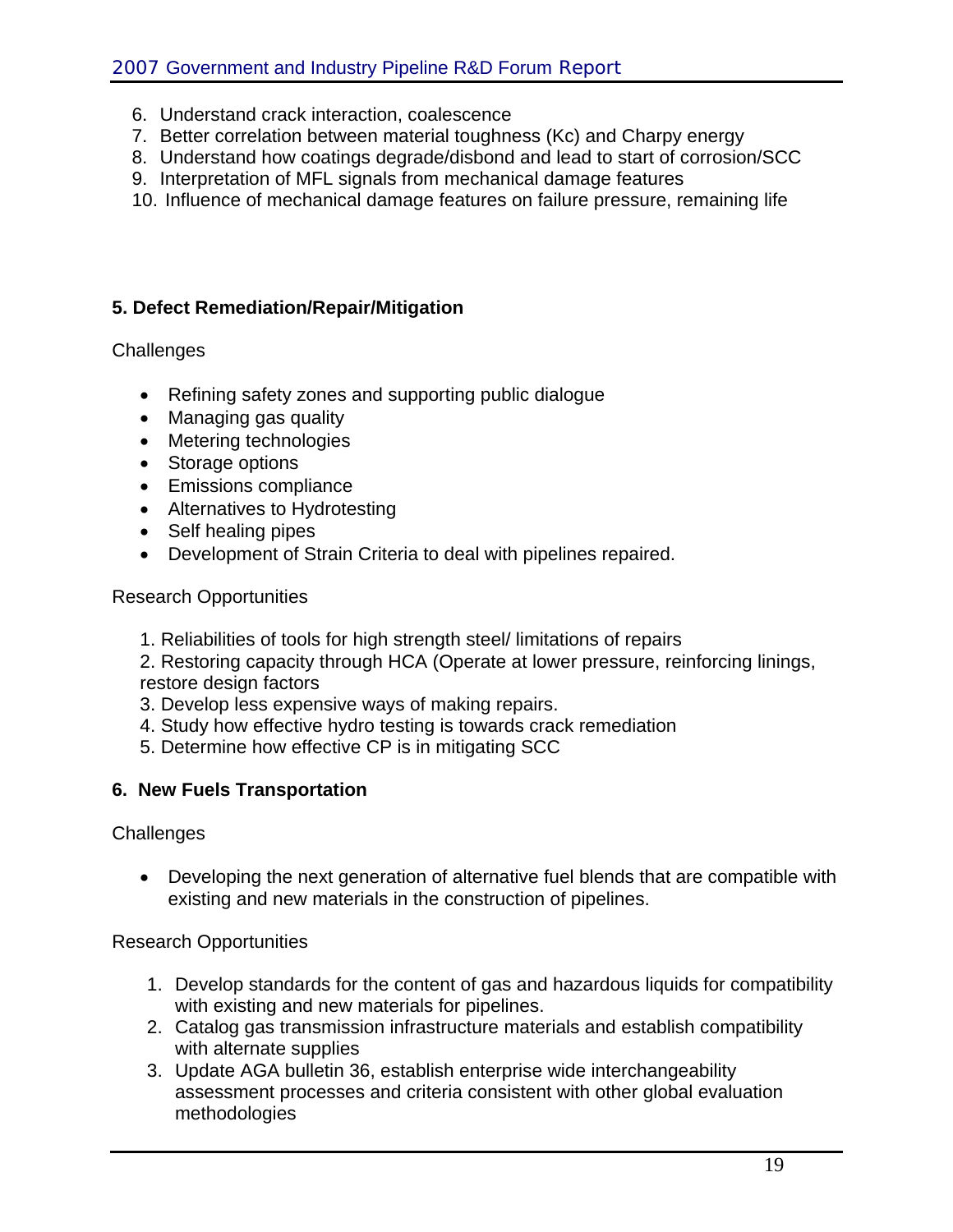6. Understand crack interaction, coalescence
7. Better correlation between material toughness (Kc) and Charpy energy
8. Understand how coatings degrade/disbond and lead to start of corrosion/SCC
9. Interpretation of MFL signals from mechanical damage features
10. Influence of mechanical damage features on failure pressure, remaining life

**5. Defect Remediation/Repair/Mitigation**

Challenges

- Refining safety zones and supporting public dialogue
- Managing gas quality
- Metering technologies
- Storage options
- Emissions compliance
- Alternatives to Hydrotesting
- Self healing pipes
- Development of Strain Criteria to deal with pipelines repaired.

Research Opportunities

1. Reliabilities of tools for high strength steel/ limitations of repairs
2. Restoring capacity through HCA (Operate at lower pressure, reinforcing linings, restore design factors
3. Develop less expensive ways of making repairs.
4. Study how effective hydro testing is towards crack remediation
5. Determine how effective CP is in mitigating SCC

**6. New Fuels Transportation**

Challenges

- Developing the next generation of alternative fuel blends that are compatible with existing and new materials in the construction of pipelines.

Research Opportunities

1. Develop standards for the content of gas and hazardous liquids for compatibility with existing and new materials for pipelines.
2. Catalog gas transmission infrastructure materials and establish compatibility with alternate supplies
3. Update AGA bulletin 36, establish enterprise wide interchangeability assessment processes and criteria consistent with other global evaluation methodologies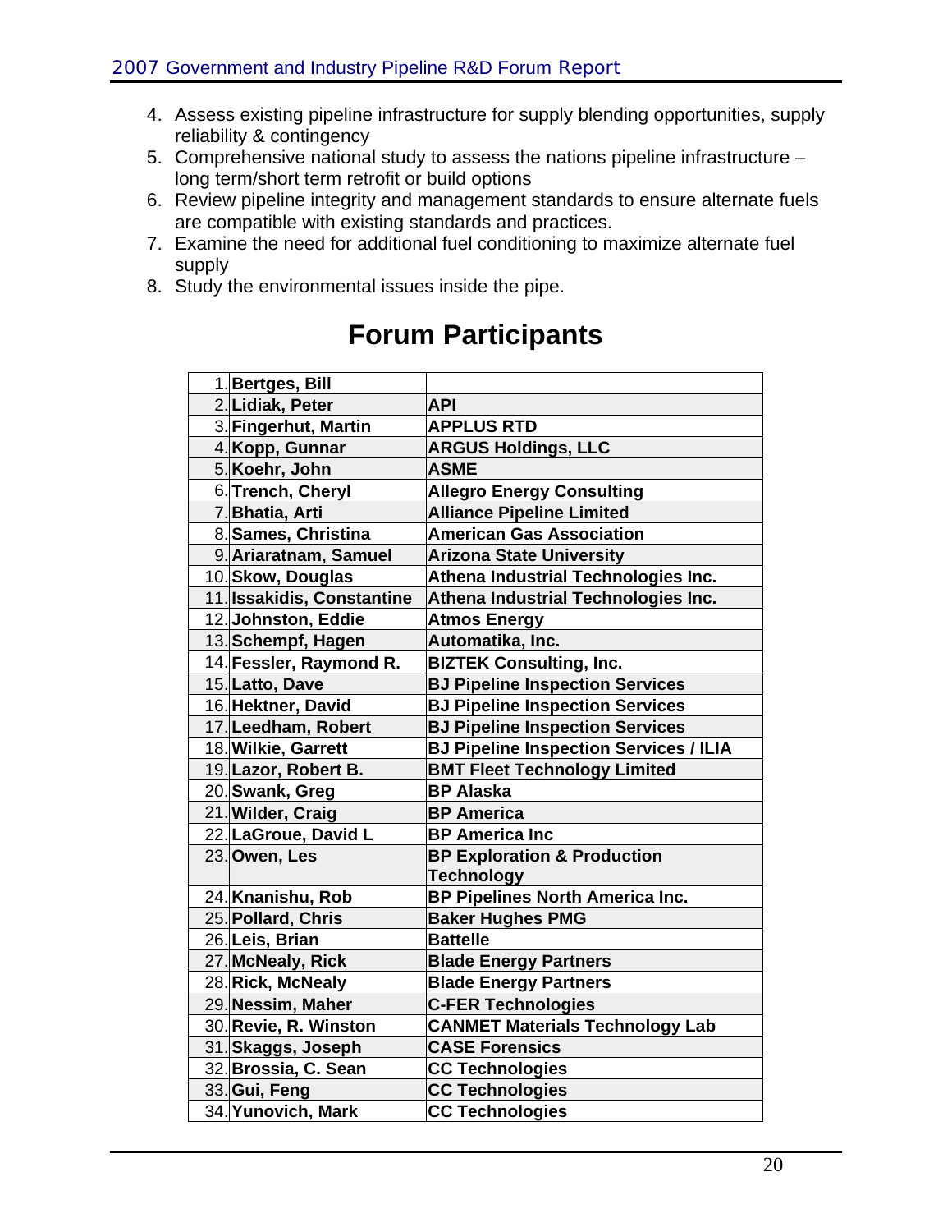4. Assess existing pipeline infrastructure for supply blending opportunities, supply reliability & contingency
5. Comprehensive national study to assess the nations pipeline infrastructure – long term/short term retrofit or build options
6. Review pipeline integrity and management standards to ensure alternate fuels are compatible with existing standards and practices.
7. Examine the need for additional fuel conditioning to maximize alternate fuel supply
8. Study the environmental issues inside the pipe.

# Forum Participants

| # | Name | Organization |
|---|---|---|
| 1. | **Bertges, Bill** | |
| 2. | **Lidiak, Peter** | **API** |
| 3. | **Fingerhut, Martin** | **APPLUS RTD** |
| 4. | **Kopp, Gunnar** | **ARGUS Holdings, LLC** |
| 5. | **Koehr, John** | **ASME** |
| 6. | **Trench, Cheryl** | **Allegro Energy Consulting** |
| 7. | **Bhatia, Arti** | **Alliance Pipeline Limited** |
| 8. | **Sames, Christina** | **American Gas Association** |
| 9. | **Ariaratnam, Samuel** | **Arizona State University** |
| 10. | **Skow, Douglas** | **Athena Industrial Technologies Inc.** |
| 11. | **Issakidis, Constantine** | **Athena Industrial Technologies Inc.** |
| 12. | **Johnston, Eddie** | **Atmos Energy** |
| 13. | **Schempf, Hagen** | **Automatika, Inc.** |
| 14. | **Fessler, Raymond R.** | **BIZTEK Consulting, Inc.** |
| 15. | **Latto, Dave** | **BJ Pipeline Inspection Services** |
| 16. | **Hektner, David** | **BJ Pipeline Inspection Services** |
| 17. | **Leedham, Robert** | **BJ Pipeline Inspection Services** |
| 18. | **Wilkie, Garrett** | **BJ Pipeline Inspection Services / ILIA** |
| 19. | **Lazor, Robert B.** | **BMT Fleet Technology Limited** |
| 20. | **Swank, Greg** | **BP Alaska** |
| 21. | **Wilder, Craig** | **BP America** |
| 22. | **LaGroue, David L** | **BP America Inc** |
| 23. | **Owen, Les** | **BP Exploration & Production Technology** |
| 24. | **Knanishu, Rob** | **BP Pipelines North America Inc.** |
| 25. | **Pollard, Chris** | **Baker Hughes PMG** |
| 26. | **Leis, Brian** | **Battelle** |
| 27. | **McNealy, Rick** | **Blade Energy Partners** |
| 28. | **Rick, McNealy** | **Blade Energy Partners** |
| 29. | **Nessim, Maher** | **C-FER Technologies** |
| 30. | **Revie, R. Winston** | **CANMET Materials Technology Lab** |
| 31. | **Skaggs, Joseph** | **CASE Forensics** |
| 32. | **Brossia, C. Sean** | **CC Technologies** |
| 33. | **Gui, Feng** | **CC Technologies** |
| 34. | **Yunovich, Mark** | **CC Technologies** |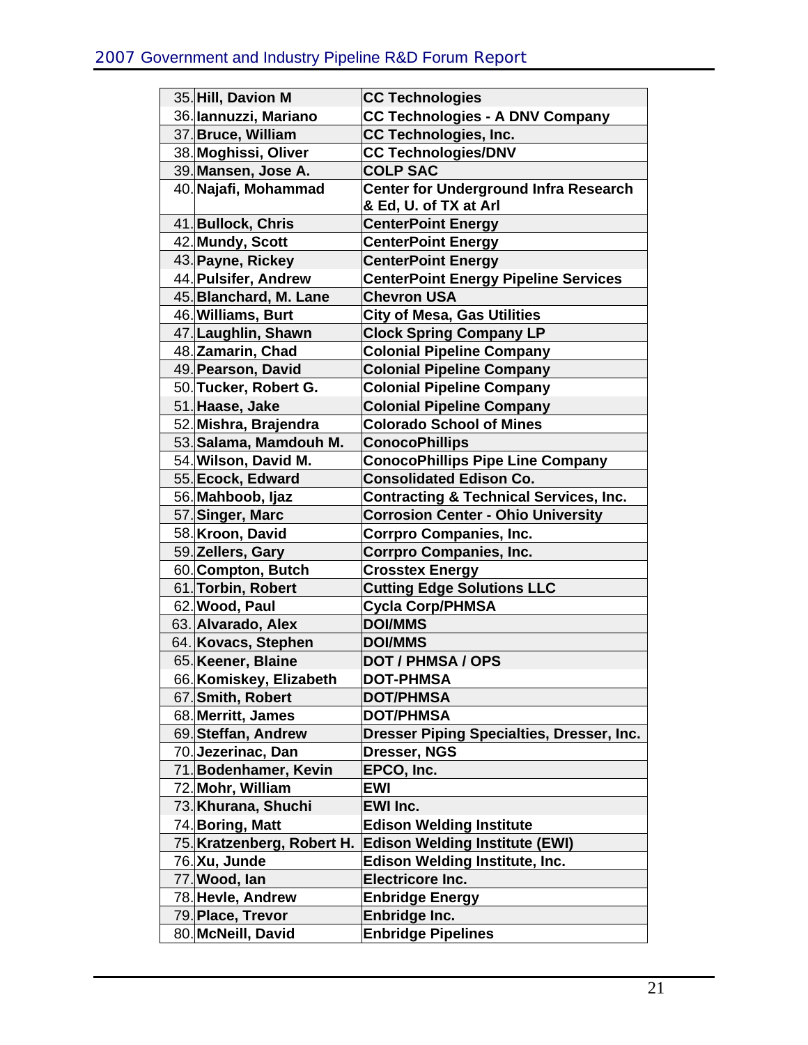| | | |
|---|---|---|
| 35. | **Hill, Davion M** | **CC Technologies** |
| 36. | **Iannuzzi, Mariano** | **CC Technologies - A DNV Company** |
| 37. | **Bruce, William** | **CC Technologies, Inc.** |
| 38. | **Moghissi, Oliver** | **CC Technologies/DNV** |
| 39. | **Mansen, Jose A.** | **COLP SAC** |
| 40. | **Najafi, Mohammad** | **Center for Underground Infra Research & Ed, U. of TX at Arl** |
| 41. | **Bullock, Chris** | **CenterPoint Energy** |
| 42. | **Mundy, Scott** | **CenterPoint Energy** |
| 43. | **Payne, Rickey** | **CenterPoint Energy** |
| 44. | **Pulsifer, Andrew** | **CenterPoint Energy Pipeline Services** |
| 45. | **Blanchard, M. Lane** | **Chevron USA** |
| 46. | **Williams, Burt** | **City of Mesa, Gas Utilities** |
| 47. | **Laughlin, Shawn** | **Clock Spring Company LP** |
| 48. | **Zamarin, Chad** | **Colonial Pipeline Company** |
| 49. | **Pearson, David** | **Colonial Pipeline Company** |
| 50. | **Tucker, Robert G.** | **Colonial Pipeline Company** |
| 51. | **Haase, Jake** | **Colonial Pipeline Company** |
| 52. | **Mishra, Brajendra** | **Colorado School of Mines** |
| 53. | **Salama, Mamdouh M.** | **ConocoPhillips** |
| 54. | **Wilson, David M.** | **ConocoPhillips Pipe Line Company** |
| 55. | **Ecock, Edward** | **Consolidated Edison Co.** |
| 56. | **Mahboob, Ijaz** | **Contracting & Technical Services, Inc.** |
| 57. | **Singer, Marc** | **Corrosion Center - Ohio University** |
| 58. | **Kroon, David** | **Corrpro Companies, Inc.** |
| 59. | **Zellers, Gary** | **Corrpro Companies, Inc.** |
| 60. | **Compton, Butch** | **Crosstex Energy** |
| 61. | **Torbin, Robert** | **Cutting Edge Solutions LLC** |
| 62. | **Wood, Paul** | **Cycla Corp/PHMSA** |
| 63. | **Alvarado, Alex** | **DOI/MMS** |
| 64. | **Kovacs, Stephen** | **DOI/MMS** |
| 65. | **Keener, Blaine** | **DOT / PHMSA / OPS** |
| 66. | **Komiskey, Elizabeth** | **DOT-PHMSA** |
| 67. | **Smith, Robert** | **DOT/PHMSA** |
| 68. | **Merritt, James** | **DOT/PHMSA** |
| 69. | **Steffan, Andrew** | **Dresser Piping Specialties, Dresser, Inc.** |
| 70. | **Jezerinac, Dan** | **Dresser, NGS** |
| 71. | **Bodenhamer, Kevin** | **EPCO, Inc.** |
| 72. | **Mohr, William** | **EWI** |
| 73. | **Khurana, Shuchi** | **EWI Inc.** |
| 74. | **Boring, Matt** | **Edison Welding Institute** |
| 75. | **Kratzenberg, Robert H.** | **Edison Welding Institute (EWI)** |
| 76. | **Xu, Junde** | **Edison Welding Institute, Inc.** |
| 77. | **Wood, Ian** | **Electricore Inc.** |
| 78. | **Hevle, Andrew** | **Enbridge Energy** |
| 79. | **Place, Trevor** | **Enbridge Inc.** |
| 80. | **McNeill, David** | **Enbridge Pipelines** |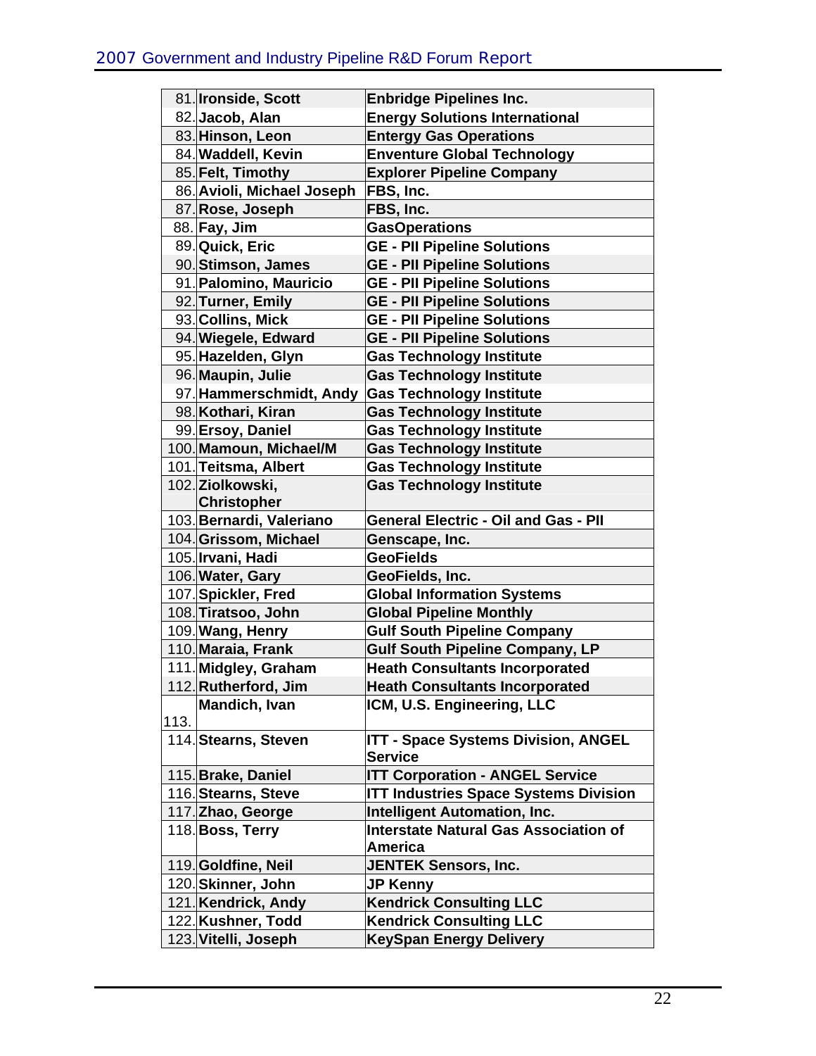| | | |
|---|---|---|
| 81. | Ironside, Scott | Enbridge Pipelines Inc. |
| 82. | Jacob, Alan | Energy Solutions International |
| 83. | Hinson, Leon | Entergy Gas Operations |
| 84. | Waddell, Kevin | Enventure Global Technology |
| 85. | Felt, Timothy | Explorer Pipeline Company |
| 86. | Avioli, Michael Joseph | FBS, Inc. |
| 87. | Rose, Joseph | FBS, Inc. |
| 88. | Fay, Jim | GasOperations |
| 89. | Quick, Eric | GE - PII Pipeline Solutions |
| 90. | Stimson, James | GE - PII Pipeline Solutions |
| 91. | Palomino, Mauricio | GE - PII Pipeline Solutions |
| 92. | Turner, Emily | GE - PII Pipeline Solutions |
| 93. | Collins, Mick | GE - PII Pipeline Solutions |
| 94. | Wiegele, Edward | GE - PII Pipeline Solutions |
| 95. | Hazelden, Glyn | Gas Technology Institute |
| 96. | Maupin, Julie | Gas Technology Institute |
| 97. | Hammerschmidt, Andy | Gas Technology Institute |
| 98. | Kothari, Kiran | Gas Technology Institute |
| 99. | Ersoy, Daniel | Gas Technology Institute |
| 100. | Mamoun, Michael/M | Gas Technology Institute |
| 101. | Teitsma, Albert | Gas Technology Institute |
| 102. | Ziolkowski, Christopher | Gas Technology Institute |
| 103. | Bernardi, Valeriano | General Electric - Oil and Gas - PII |
| 104. | Grissom, Michael | Genscape, Inc. |
| 105. | Irvani, Hadi | GeoFields |
| 106. | Water, Gary | GeoFields, Inc. |
| 107. | Spickler, Fred | Global Information Systems |
| 108. | Tiratsoo, John | Global Pipeline Monthly |
| 109. | Wang, Henry | Gulf South Pipeline Company |
| 110. | Maraia, Frank | Gulf South Pipeline Company, LP |
| 111. | Midgley, Graham | Heath Consultants Incorporated |
| 112. | Rutherford, Jim | Heath Consultants Incorporated |
| 113. | Mandich, Ivan | ICM, U.S. Engineering, LLC |
| 114. | Stearns, Steven | ITT - Space Systems Division, ANGEL Service |
| 115. | Brake, Daniel | ITT Corporation - ANGEL Service |
| 116. | Stearns, Steve | ITT Industries Space Systems Division |
| 117. | Zhao, George | Intelligent Automation, Inc. |
| 118. | Boss, Terry | Interstate Natural Gas Association of America |
| 119. | Goldfine, Neil | JENTEK Sensors, Inc. |
| 120. | Skinner, John | JP Kenny |
| 121. | Kendrick, Andy | Kendrick Consulting LLC |
| 122. | Kushner, Todd | Kendrick Consulting LLC |
| 123. | Vitelli, Joseph | KeySpan Energy Delivery |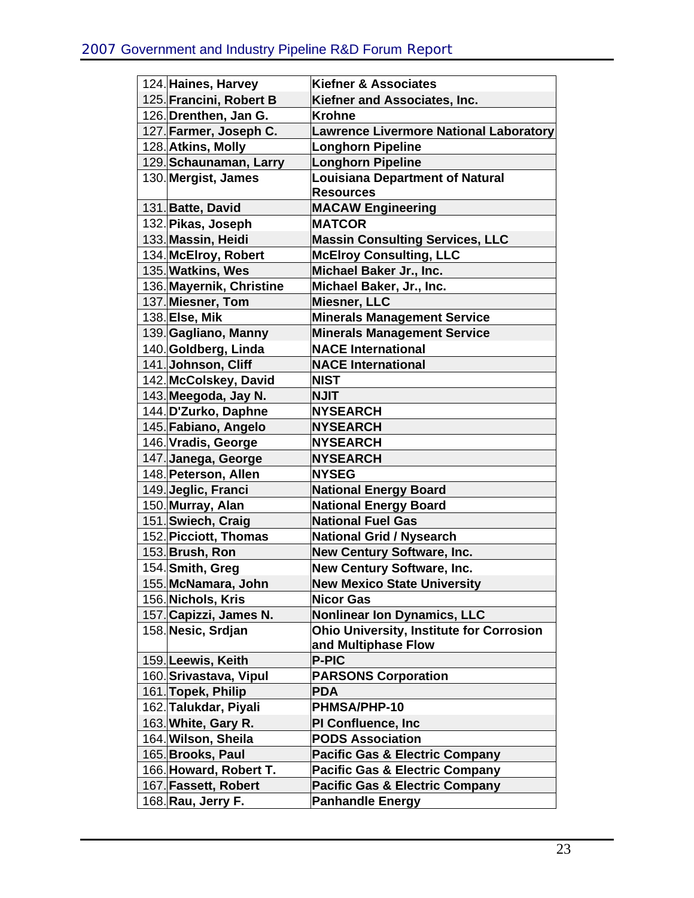| | | |
|---|---|---|
| 124. | **Haines, Harvey** | **Kiefner & Associates** |
| 125. | **Francini, Robert B** | **Kiefner and Associates, Inc.** |
| 126. | **Drenthen, Jan G.** | **Krohne** |
| 127. | **Farmer, Joseph C.** | **Lawrence Livermore National Laboratory** |
| 128. | **Atkins, Molly** | **Longhorn Pipeline** |
| 129. | **Schaunaman, Larry** | **Longhorn Pipeline** |
| 130. | **Mergist, James** | **Louisiana Department of Natural Resources** |
| 131. | **Batte, David** | **MACAW Engineering** |
| 132. | **Pikas, Joseph** | **MATCOR** |
| 133. | **Massin, Heidi** | **Massin Consulting Services, LLC** |
| 134. | **McElroy, Robert** | **McElroy Consulting, LLC** |
| 135. | **Watkins, Wes** | **Michael Baker Jr., Inc.** |
| 136. | **Mayernik, Christine** | **Michael Baker, Jr., Inc.** |
| 137. | **Miesner, Tom** | **Miesner, LLC** |
| 138. | **Else, Mik** | **Minerals Management Service** |
| 139. | **Gagliano, Manny** | **Minerals Management Service** |
| 140. | **Goldberg, Linda** | **NACE International** |
| 141. | **Johnson, Cliff** | **NACE International** |
| 142. | **McColskey, David** | **NIST** |
| 143. | **Meegoda, Jay N.** | **NJIT** |
| 144. | **D'Zurko, Daphne** | **NYSEARCH** |
| 145. | **Fabiano, Angelo** | **NYSEARCH** |
| 146. | **Vradis, George** | **NYSEARCH** |
| 147. | **Janega, George** | **NYSEARCH** |
| 148. | **Peterson, Allen** | **NYSEG** |
| 149. | **Jeglic, Franci** | **National Energy Board** |
| 150. | **Murray, Alan** | **National Energy Board** |
| 151. | **Swiech, Craig** | **National Fuel Gas** |
| 152. | **Picciott, Thomas** | **National Grid / Nysearch** |
| 153. | **Brush, Ron** | **New Century Software, Inc.** |
| 154. | **Smith, Greg** | **New Century Software, Inc.** |
| 155. | **McNamara, John** | **New Mexico State University** |
| 156. | **Nichols, Kris** | **Nicor Gas** |
| 157. | **Capizzi, James N.** | **Nonlinear Ion Dynamics, LLC** |
| 158. | **Nesic, Srdjan** | **Ohio University, Institute for Corrosion and Multiphase Flow** |
| 159. | **Leewis, Keith** | **P-PIC** |
| 160. | **Srivastava, Vipul** | **PARSONS Corporation** |
| 161. | **Topek, Philip** | **PDA** |
| 162. | **Talukdar, Piyali** | **PHMSA/PHP-10** |
| 163. | **White, Gary R.** | **PI Confluence, Inc** |
| 164. | **Wilson, Sheila** | **PODS Association** |
| 165. | **Brooks, Paul** | **Pacific Gas & Electric Company** |
| 166. | **Howard, Robert T.** | **Pacific Gas & Electric Company** |
| 167. | **Fassett, Robert** | **Pacific Gas & Electric Company** |
| 168. | **Rau, Jerry F.** | **Panhandle Energy** |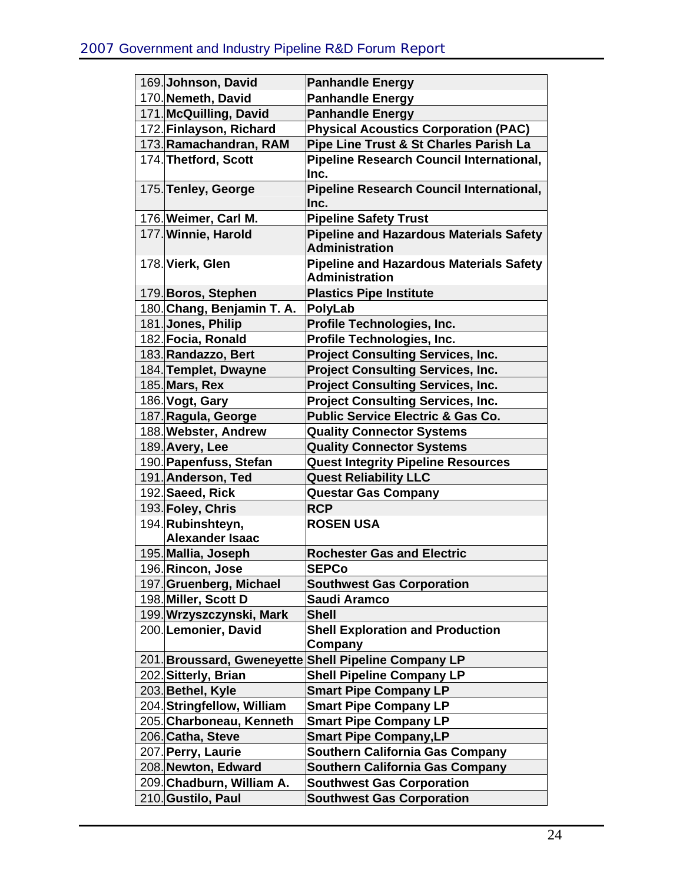| | | |
|---|---|---|
| 169. | Johnson, David | Panhandle Energy |
| 170. | Nemeth, David | Panhandle Energy |
| 171. | McQuilling, David | Panhandle Energy |
| 172. | Finlayson, Richard | Physical Acoustics Corporation (PAC) |
| 173. | Ramachandran, RAM | Pipe Line Trust & St Charles Parish La |
| 174. | Thetford, Scott | Pipeline Research Council International, Inc. |
| 175. | Tenley, George | Pipeline Research Council International, Inc. |
| 176. | Weimer, Carl M. | Pipeline Safety Trust |
| 177. | Winnie, Harold | Pipeline and Hazardous Materials Safety Administration |
| 178. | Vierk, Glen | Pipeline and Hazardous Materials Safety Administration |
| 179. | Boros, Stephen | Plastics Pipe Institute |
| 180. | Chang, Benjamin T. A. | PolyLab |
| 181. | Jones, Philip | Profile Technologies, Inc. |
| 182. | Focia, Ronald | Profile Technologies, Inc. |
| 183. | Randazzo, Bert | Project Consulting Services, Inc. |
| 184. | Templet, Dwayne | Project Consulting Services, Inc. |
| 185. | Mars, Rex | Project Consulting Services, Inc. |
| 186. | Vogt, Gary | Project Consulting Services, Inc. |
| 187. | Ragula, George | Public Service Electric & Gas Co. |
| 188. | Webster, Andrew | Quality Connector Systems |
| 189. | Avery, Lee | Quality Connector Systems |
| 190. | Papenfuss, Stefan | Quest Integrity Pipeline Resources |
| 191. | Anderson, Ted | Quest Reliability LLC |
| 192. | Saeed, Rick | Questar Gas Company |
| 193. | Foley, Chris | RCP |
| 194. | Rubinshteyn, Alexander Isaac | ROSEN USA |
| 195. | Mallia, Joseph | Rochester Gas and Electric |
| 196. | Rincon, Jose | SEPCo |
| 197. | Gruenberg, Michael | Southwest Gas Corporation |
| 198. | Miller, Scott D | Saudi Aramco |
| 199. | Wrzyszczynski, Mark | Shell |
| 200. | Lemonier, David | Shell Exploration and Production Company |
| 201. | Broussard, Gweneyette | Shell Pipeline Company LP |
| 202. | Sitterly, Brian | Shell Pipeline Company LP |
| 203. | Bethel, Kyle | Smart Pipe Company LP |
| 204. | Stringfellow, William | Smart Pipe Company LP |
| 205. | Charboneau, Kenneth | Smart Pipe Company LP |
| 206. | Catha, Steve | Smart Pipe Company,LP |
| 207. | Perry, Laurie | Southern California Gas Company |
| 208. | Newton, Edward | Southern California Gas Company |
| 209. | Chadburn, William A. | Southwest Gas Corporation |
| 210. | Gustilo, Paul | Southwest Gas Corporation |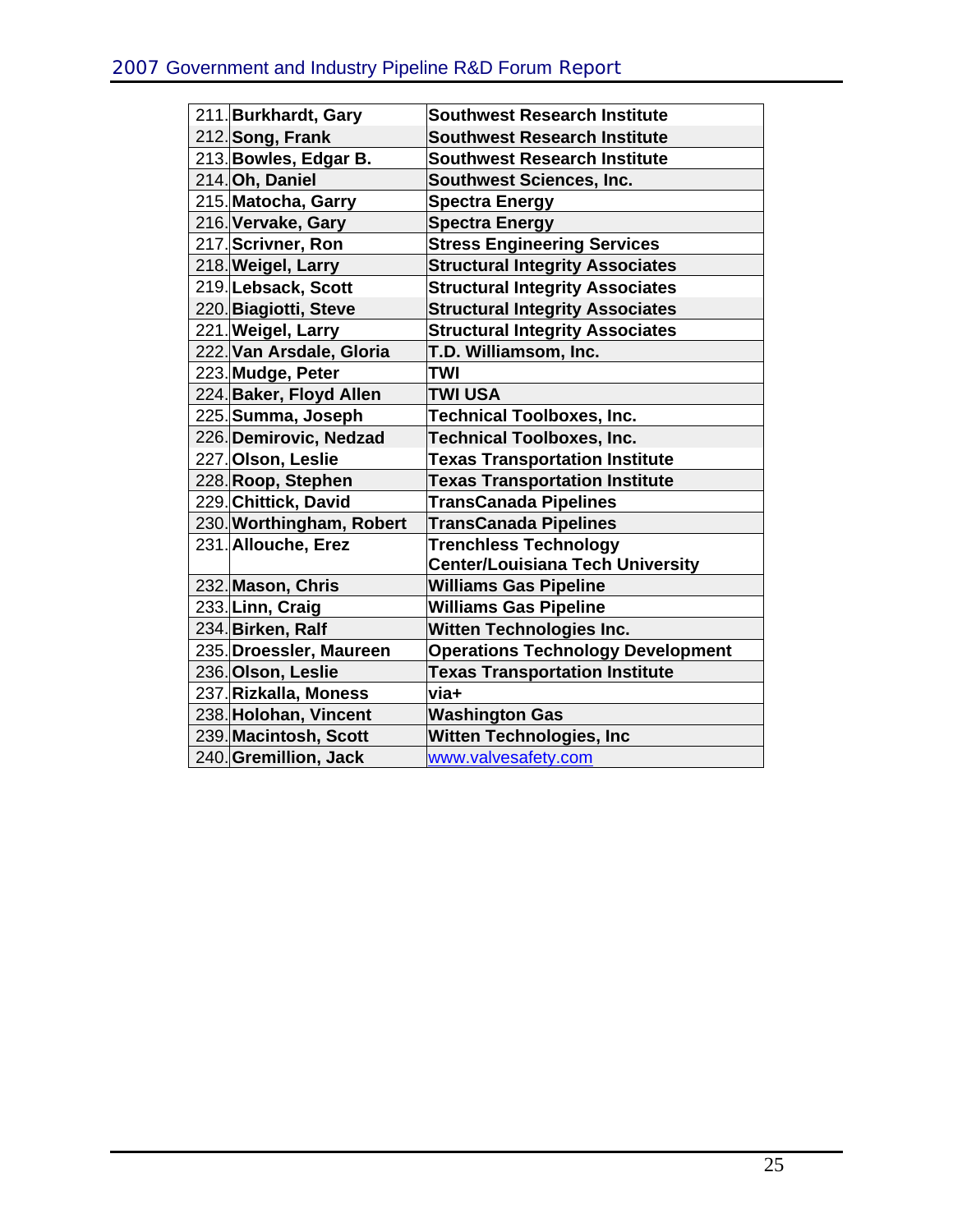| | | |
|---|---|---|
| 211. | **Burkhardt, Gary** | **Southwest Research Institute** |
| 212. | **Song, Frank** | **Southwest Research Institute** |
| 213. | **Bowles, Edgar B.** | **Southwest Research Institute** |
| 214. | **Oh, Daniel** | **Southwest Sciences, Inc.** |
| 215. | **Matocha, Garry** | **Spectra Energy** |
| 216. | **Vervake, Gary** | **Spectra Energy** |
| 217. | **Scrivner, Ron** | **Stress Engineering Services** |
| 218. | **Weigel, Larry** | **Structural Integrity Associates** |
| 219. | **Lebsack, Scott** | **Structural Integrity Associates** |
| 220. | **Biagiotti, Steve** | **Structural Integrity Associates** |
| 221. | **Weigel, Larry** | **Structural Integrity Associates** |
| 222. | **Van Arsdale, Gloria** | **T.D. Williamsom, Inc.** |
| 223. | **Mudge, Peter** | **TWI** |
| 224. | **Baker, Floyd Allen** | **TWI USA** |
| 225. | **Summa, Joseph** | **Technical Toolboxes, Inc.** |
| 226. | **Demirovic, Nedzad** | **Technical Toolboxes, Inc.** |
| 227. | **Olson, Leslie** | **Texas Transportation Institute** |
| 228. | **Roop, Stephen** | **Texas Transportation Institute** |
| 229. | **Chittick, David** | **TransCanada Pipelines** |
| 230. | **Worthingham, Robert** | **TransCanada Pipelines** |
| 231. | **Allouche, Erez** | **Trenchless Technology Center/Louisiana Tech University** |
| 232. | **Mason, Chris** | **Williams Gas Pipeline** |
| 233. | **Linn, Craig** | **Williams Gas Pipeline** |
| 234. | **Birken, Ralf** | **Witten Technologies Inc.** |
| 235. | **Droessler, Maureen** | **Operations Technology Development** |
| 236. | **Olson, Leslie** | **Texas Transportation Institute** |
| 237. | **Rizkalla, Moness** | **via+** |
| 238. | **Holohan, Vincent** | **Washington Gas** |
| 239. | **Macintosh, Scott** | **Witten Technologies, Inc** |
| 240. | **Gremillion, Jack** | www.valvesafety.com |